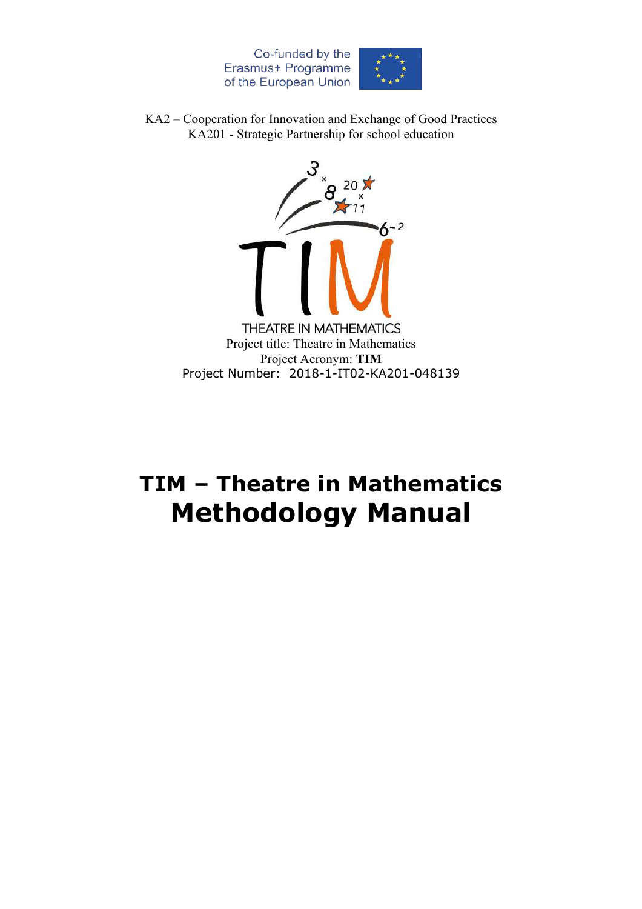Co-funded by the Erasmus+ Programme of the European Union

KA2 – Cooperation for Innovation and Exchange of Good Practices
KA201 - Strategic Partnership for school education

THEATRE IN MATHEMATICS

Project title: Theatre in Mathematics
Project Acronym: **TIM**
Project Number: 2018-1-IT02-KA201-048139

# TIM – Theatre in Mathematics
# Methodology Manual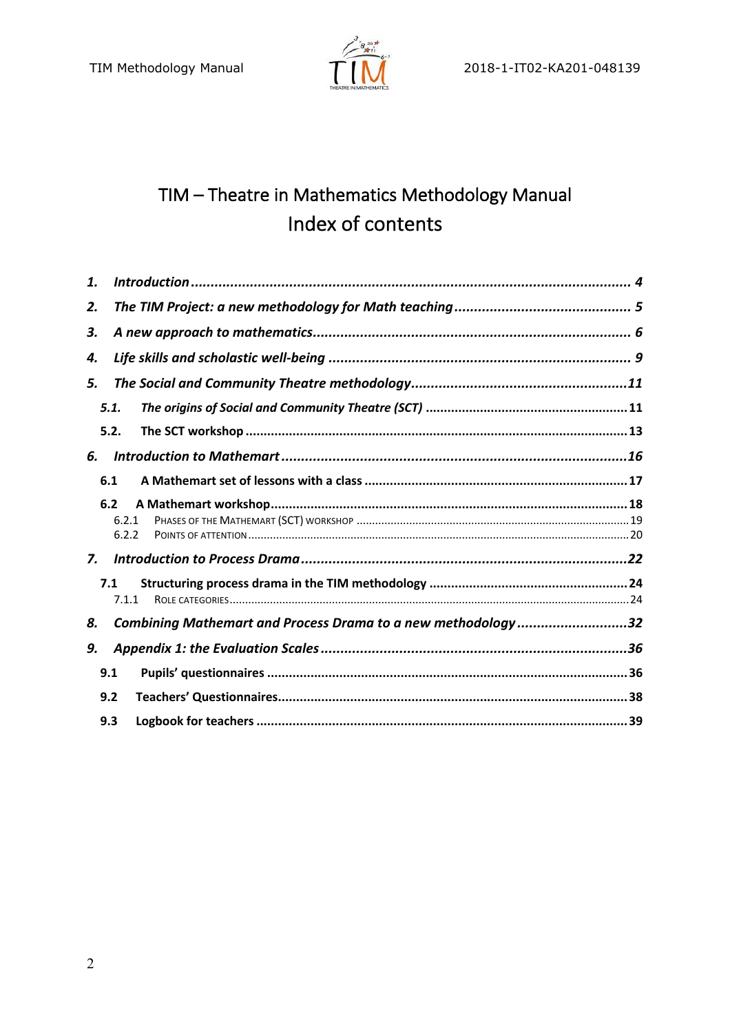# TIM – Theatre in Mathematics Methodology Manual
## Index of contents

1. ***Introduction*** ... ***4***
2. ***The TIM Project: a new methodology for Math teaching*** ... ***5***
3. ***A new approach to mathematics*** ... ***6***
4. ***Life skills and scholastic well-being*** ... ***9***
5. ***The Social and Community Theatre methodology*** ... ***11***
   - ***5.1. The origins of Social and Community Theatre (SCT)*** ... ***11***
   - **5.2. The SCT workshop** ... **13**
6. ***Introduction to Mathemart*** ... ***16***
   - **6.1 A Mathemart set of lessons with a class** ... **17**
   - **6.2 A Mathemart workshop** ... **18**
     - 6.2.1 Phases of the Mathemart (SCT) workshop ... 19
     - 6.2.2 Points of attention ... 20
7. ***Introduction to Process Drama*** ... ***22***
   - **7.1 Structuring process drama in the TIM methodology** ... **24**
     - 7.1.1 Role categories ... 24
8. ***Combining Mathemart and Process Drama to a new methodology*** ... ***32***
9. ***Appendix 1: the Evaluation Scales*** ... ***36***
   - **9.1 Pupils' questionnaires** ... **36**
   - **9.2 Teachers' Questionnaires** ... **38**
   - **9.3 Logbook for teachers** ... **39**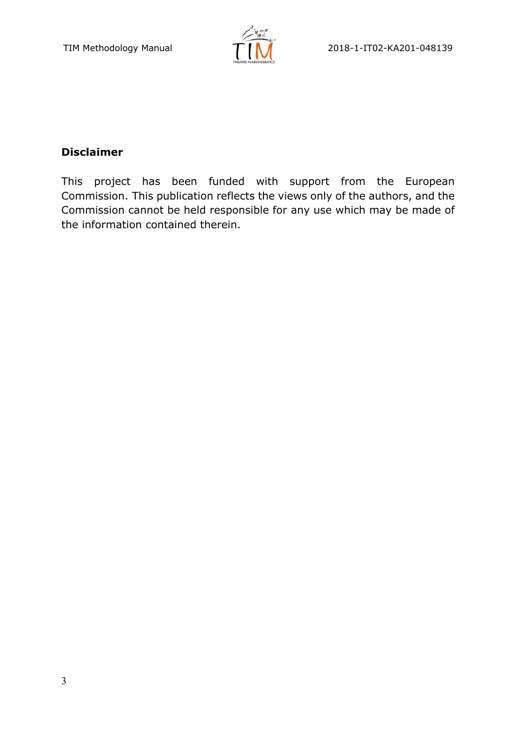**Disclaimer**

This project has been funded with support from the European Commission. This publication reflects the views only of the authors, and the Commission cannot be held responsible for any use which may be made of the information contained therein.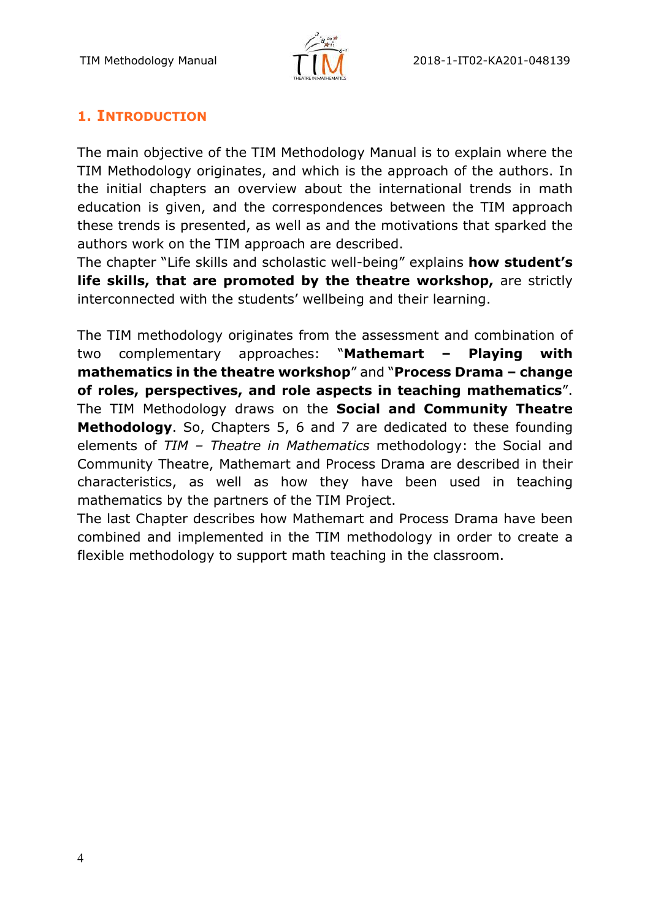# 1. Introduction

The main objective of the TIM Methodology Manual is to explain where the TIM Methodology originates, and which is the approach of the authors. In the initial chapters an overview about the international trends in math education is given, and the correspondences between the TIM approach these trends is presented, as well as and the motivations that sparked the authors work on the TIM approach are described.
The chapter "Life skills and scholastic well-being" explains **how student's life skills, that are promoted by the theatre workshop,** are strictly interconnected with the students' wellbeing and their learning.

The TIM methodology originates from the assessment and combination of two complementary approaches: "**Mathemart – Playing with mathematics in the theatre workshop**" and "**Process Drama – change of roles, perspectives, and role aspects in teaching mathematics**". The TIM Methodology draws on the **Social and Community Theatre Methodology**. So, Chapters 5, 6 and 7 are dedicated to these founding elements of *TIM – Theatre in Mathematics* methodology: the Social and Community Theatre, Mathemart and Process Drama are described in their characteristics, as well as how they have been used in teaching mathematics by the partners of the TIM Project.
The last Chapter describes how Mathemart and Process Drama have been combined and implemented in the TIM methodology in order to create a flexible methodology to support math teaching in the classroom.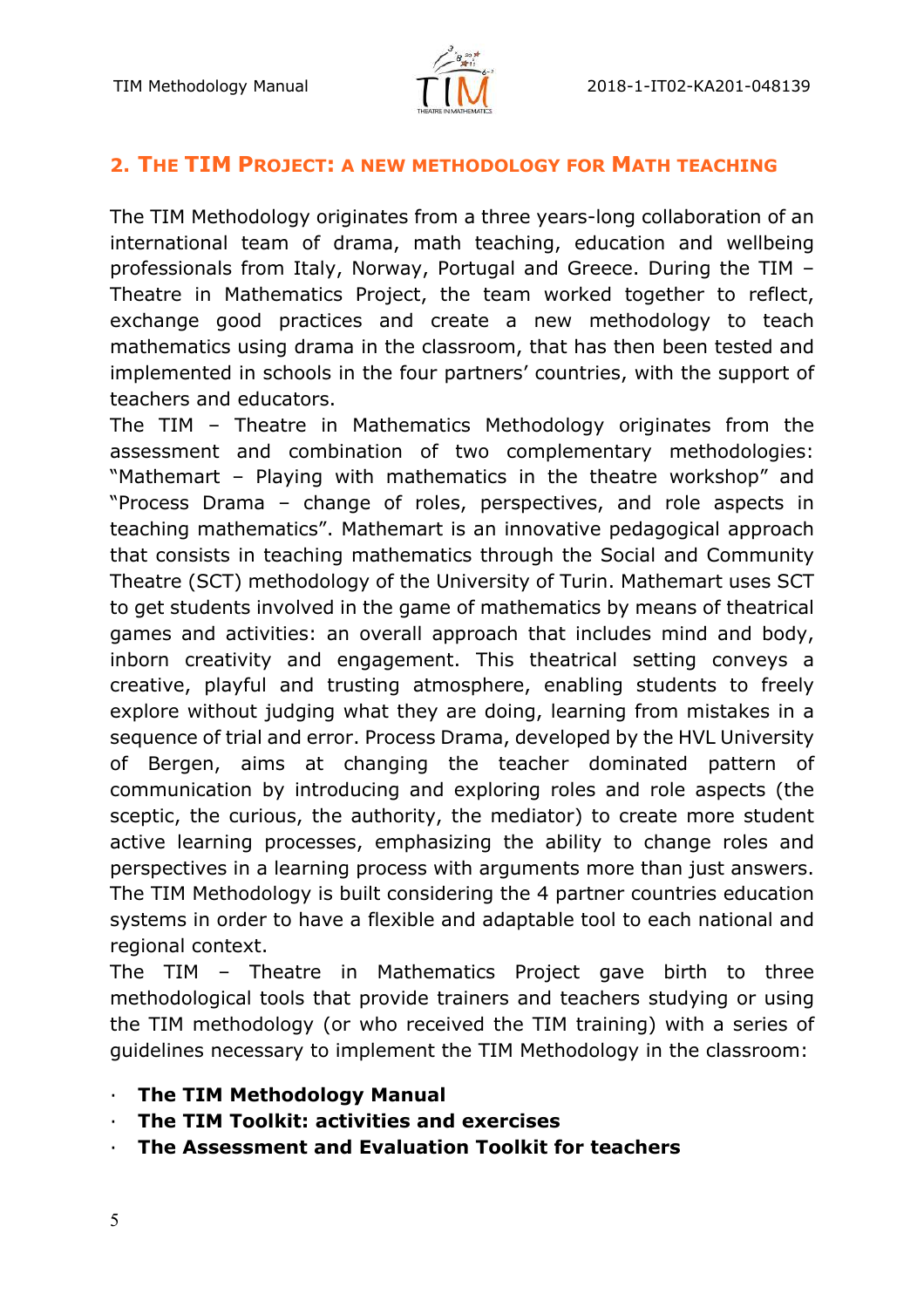## 2. The TIM Project: a new methodology for Math teaching

The TIM Methodology originates from a three years-long collaboration of an international team of drama, math teaching, education and wellbeing professionals from Italy, Norway, Portugal and Greece. During the TIM – Theatre in Mathematics Project, the team worked together to reflect, exchange good practices and create a new methodology to teach mathematics using drama in the classroom, that has then been tested and implemented in schools in the four partners' countries, with the support of teachers and educators.

The TIM – Theatre in Mathematics Methodology originates from the assessment and combination of two complementary methodologies: "Mathemart – Playing with mathematics in the theatre workshop" and "Process Drama – change of roles, perspectives, and role aspects in teaching mathematics". Mathemart is an innovative pedagogical approach that consists in teaching mathematics through the Social and Community Theatre (SCT) methodology of the University of Turin. Mathemart uses SCT to get students involved in the game of mathematics by means of theatrical games and activities: an overall approach that includes mind and body, inborn creativity and engagement. This theatrical setting conveys a creative, playful and trusting atmosphere, enabling students to freely explore without judging what they are doing, learning from mistakes in a sequence of trial and error. Process Drama, developed by the HVL University of Bergen, aims at changing the teacher dominated pattern of communication by introducing and exploring roles and role aspects (the sceptic, the curious, the authority, the mediator) to create more student active learning processes, emphasizing the ability to change roles and perspectives in a learning process with arguments more than just answers.

The TIM Methodology is built considering the 4 partner countries education systems in order to have a flexible and adaptable tool to each national and regional context.

The TIM – Theatre in Mathematics Project gave birth to three methodological tools that provide trainers and teachers studying or using the TIM methodology (or who received the TIM training) with a series of guidelines necessary to implement the TIM Methodology in the classroom:

- **The TIM Methodology Manual**
- **The TIM Toolkit: activities and exercises**
- **The Assessment and Evaluation Toolkit for teachers**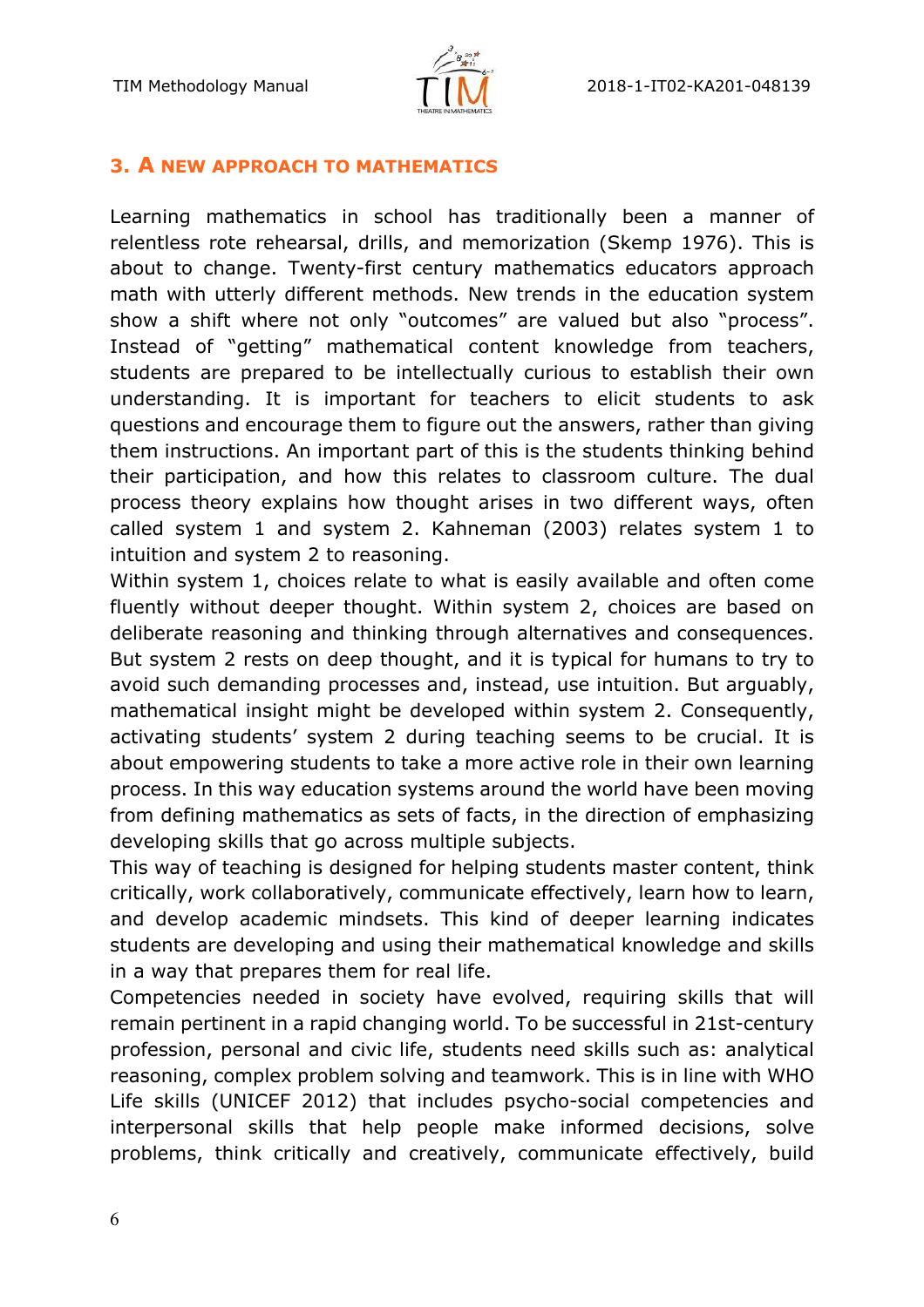## 3. A NEW APPROACH TO MATHEMATICS

Learning mathematics in school has traditionally been a manner of relentless rote rehearsal, drills, and memorization (Skemp 1976). This is about to change. Twenty-first century mathematics educators approach math with utterly different methods. New trends in the education system show a shift where not only "outcomes" are valued but also "process". Instead of "getting" mathematical content knowledge from teachers, students are prepared to be intellectually curious to establish their own understanding. It is important for teachers to elicit students to ask questions and encourage them to figure out the answers, rather than giving them instructions. An important part of this is the students thinking behind their participation, and how this relates to classroom culture. The dual process theory explains how thought arises in two different ways, often called system 1 and system 2. Kahneman (2003) relates system 1 to intuition and system 2 to reasoning.

Within system 1, choices relate to what is easily available and often come fluently without deeper thought. Within system 2, choices are based on deliberate reasoning and thinking through alternatives and consequences. But system 2 rests on deep thought, and it is typical for humans to try to avoid such demanding processes and, instead, use intuition. But arguably, mathematical insight might be developed within system 2. Consequently, activating students' system 2 during teaching seems to be crucial. It is about empowering students to take a more active role in their own learning process. In this way education systems around the world have been moving from defining mathematics as sets of facts, in the direction of emphasizing developing skills that go across multiple subjects.

This way of teaching is designed for helping students master content, think critically, work collaboratively, communicate effectively, learn how to learn, and develop academic mindsets. This kind of deeper learning indicates students are developing and using their mathematical knowledge and skills in a way that prepares them for real life.

Competencies needed in society have evolved, requiring skills that will remain pertinent in a rapid changing world. To be successful in 21st-century profession, personal and civic life, students need skills such as: analytical reasoning, complex problem solving and teamwork. This is in line with WHO Life skills (UNICEF 2012) that includes psycho-social competencies and interpersonal skills that help people make informed decisions, solve problems, think critically and creatively, communicate effectively, build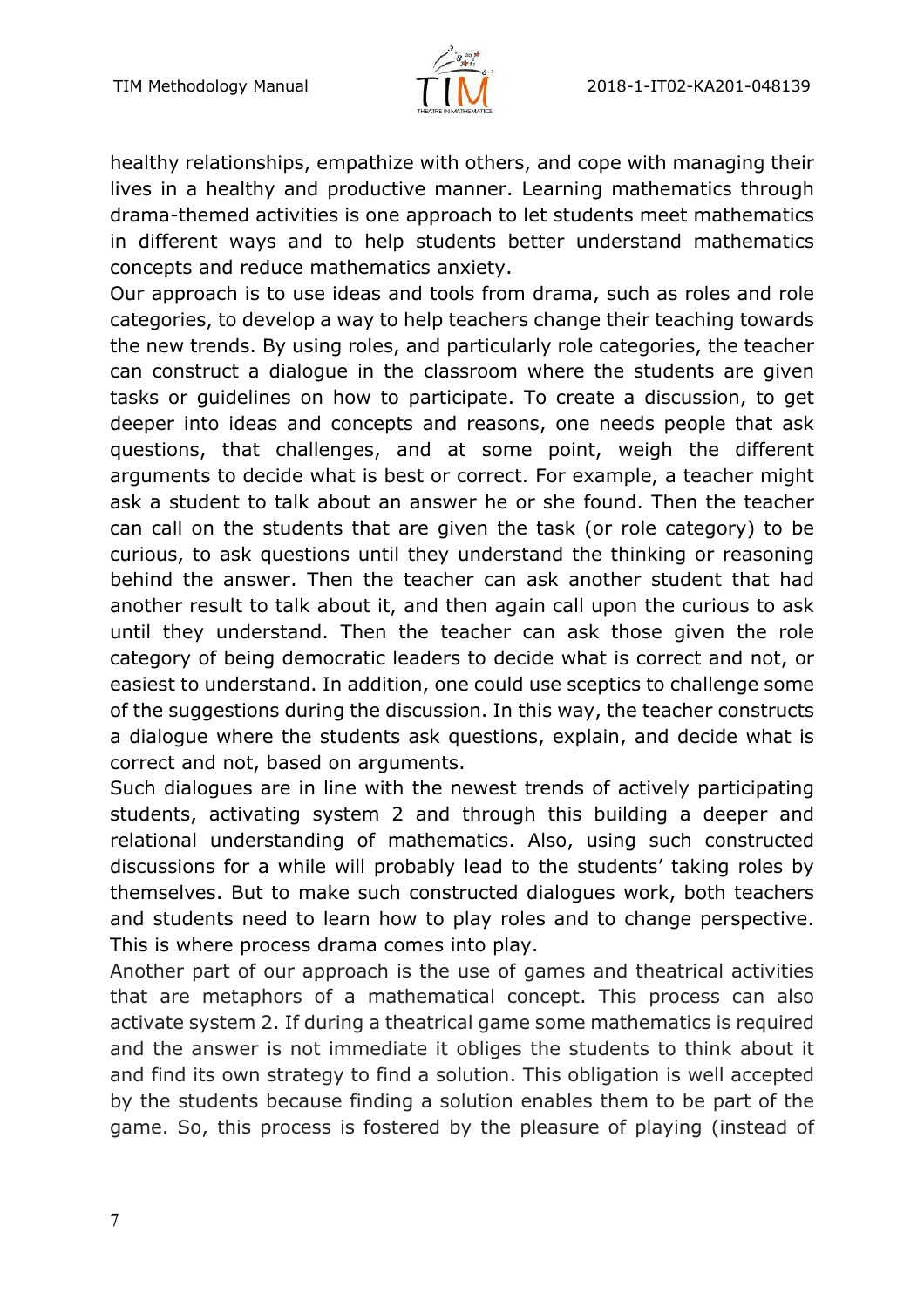healthy relationships, empathize with others, and cope with managing their lives in a healthy and productive manner. Learning mathematics through drama-themed activities is one approach to let students meet mathematics in different ways and to help students better understand mathematics concepts and reduce mathematics anxiety.

Our approach is to use ideas and tools from drama, such as roles and role categories, to develop a way to help teachers change their teaching towards the new trends. By using roles, and particularly role categories, the teacher can construct a dialogue in the classroom where the students are given tasks or guidelines on how to participate. To create a discussion, to get deeper into ideas and concepts and reasons, one needs people that ask questions, that challenges, and at some point, weigh the different arguments to decide what is best or correct. For example, a teacher might ask a student to talk about an answer he or she found. Then the teacher can call on the students that are given the task (or role category) to be curious, to ask questions until they understand the thinking or reasoning behind the answer. Then the teacher can ask another student that had another result to talk about it, and then again call upon the curious to ask until they understand. Then the teacher can ask those given the role category of being democratic leaders to decide what is correct and not, or easiest to understand. In addition, one could use sceptics to challenge some of the suggestions during the discussion. In this way, the teacher constructs a dialogue where the students ask questions, explain, and decide what is correct and not, based on arguments.

Such dialogues are in line with the newest trends of actively participating students, activating system 2 and through this building a deeper and relational understanding of mathematics. Also, using such constructed discussions for a while will probably lead to the students' taking roles by themselves. But to make such constructed dialogues work, both teachers and students need to learn how to play roles and to change perspective. This is where process drama comes into play.

Another part of our approach is the use of games and theatrical activities that are metaphors of a mathematical concept. This process can also activate system 2. If during a theatrical game some mathematics is required and the answer is not immediate it obliges the students to think about it and find its own strategy to find a solution. This obligation is well accepted by the students because finding a solution enables them to be part of the game. So, this process is fostered by the pleasure of playing (instead of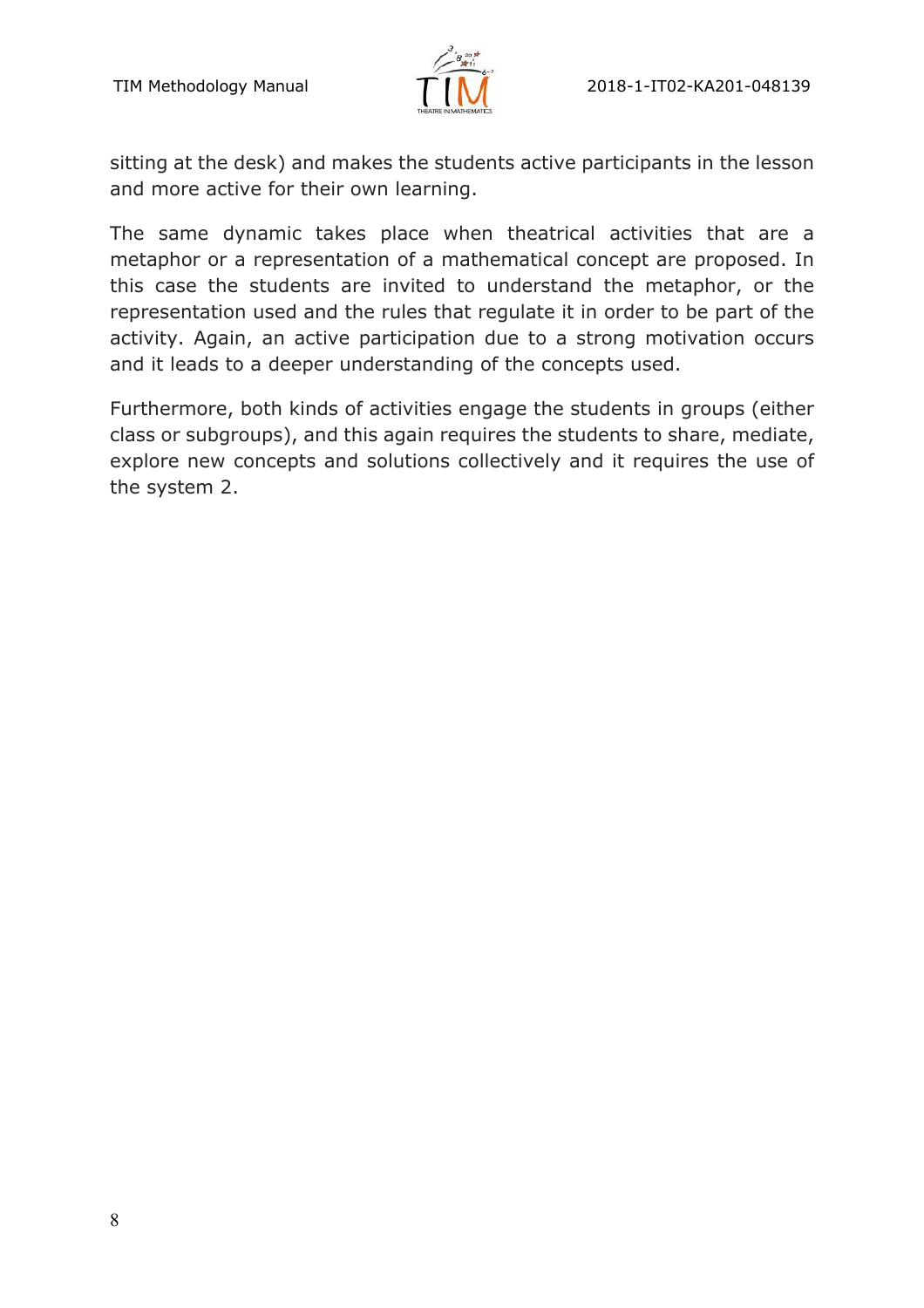sitting at the desk) and makes the students active participants in the lesson and more active for their own learning.

The same dynamic takes place when theatrical activities that are a metaphor or a representation of a mathematical concept are proposed. In this case the students are invited to understand the metaphor, or the representation used and the rules that regulate it in order to be part of the activity. Again, an active participation due to a strong motivation occurs and it leads to a deeper understanding of the concepts used.

Furthermore, both kinds of activities engage the students in groups (either class or subgroups), and this again requires the students to share, mediate, explore new concepts and solutions collectively and it requires the use of the system 2.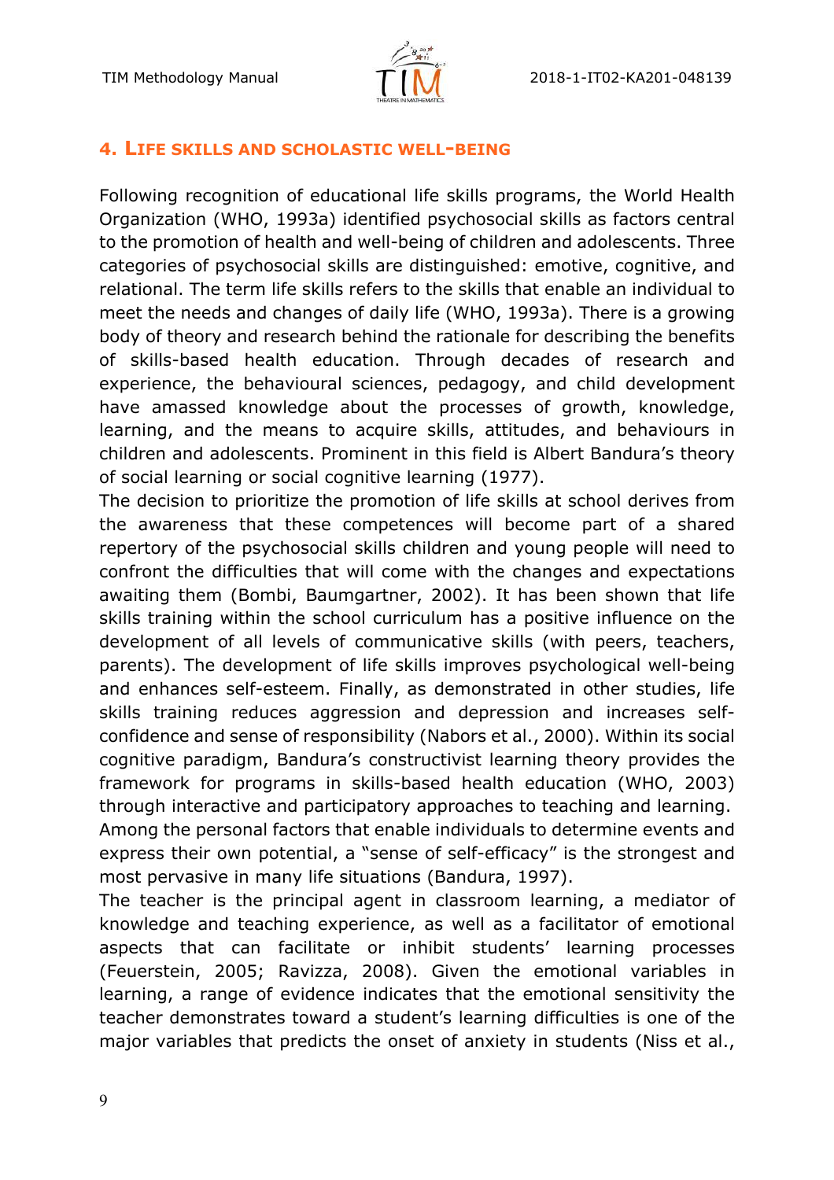## 4. Life skills and scholastic well-being

Following recognition of educational life skills programs, the World Health Organization (WHO, 1993a) identified psychosocial skills as factors central to the promotion of health and well-being of children and adolescents. Three categories of psychosocial skills are distinguished: emotive, cognitive, and relational. The term life skills refers to the skills that enable an individual to meet the needs and changes of daily life (WHO, 1993a). There is a growing body of theory and research behind the rationale for describing the benefits of skills-based health education. Through decades of research and experience, the behavioural sciences, pedagogy, and child development have amassed knowledge about the processes of growth, knowledge, learning, and the means to acquire skills, attitudes, and behaviours in children and adolescents. Prominent in this field is Albert Bandura's theory of social learning or social cognitive learning (1977).

The decision to prioritize the promotion of life skills at school derives from the awareness that these competences will become part of a shared repertory of the psychosocial skills children and young people will need to confront the difficulties that will come with the changes and expectations awaiting them (Bombi, Baumgartner, 2002). It has been shown that life skills training within the school curriculum has a positive influence on the development of all levels of communicative skills (with peers, teachers, parents). The development of life skills improves psychological well-being and enhances self-esteem. Finally, as demonstrated in other studies, life skills training reduces aggression and depression and increases self-confidence and sense of responsibility (Nabors et al., 2000). Within its social cognitive paradigm, Bandura's constructivist learning theory provides the framework for programs in skills-based health education (WHO, 2003) through interactive and participatory approaches to teaching and learning.

Among the personal factors that enable individuals to determine events and express their own potential, a "sense of self-efficacy" is the strongest and most pervasive in many life situations (Bandura, 1997).

The teacher is the principal agent in classroom learning, a mediator of knowledge and teaching experience, as well as a facilitator of emotional aspects that can facilitate or inhibit students' learning processes (Feuerstein, 2005; Ravizza, 2008). Given the emotional variables in learning, a range of evidence indicates that the emotional sensitivity the teacher demonstrates toward a student's learning difficulties is one of the major variables that predicts the onset of anxiety in students (Niss et al.,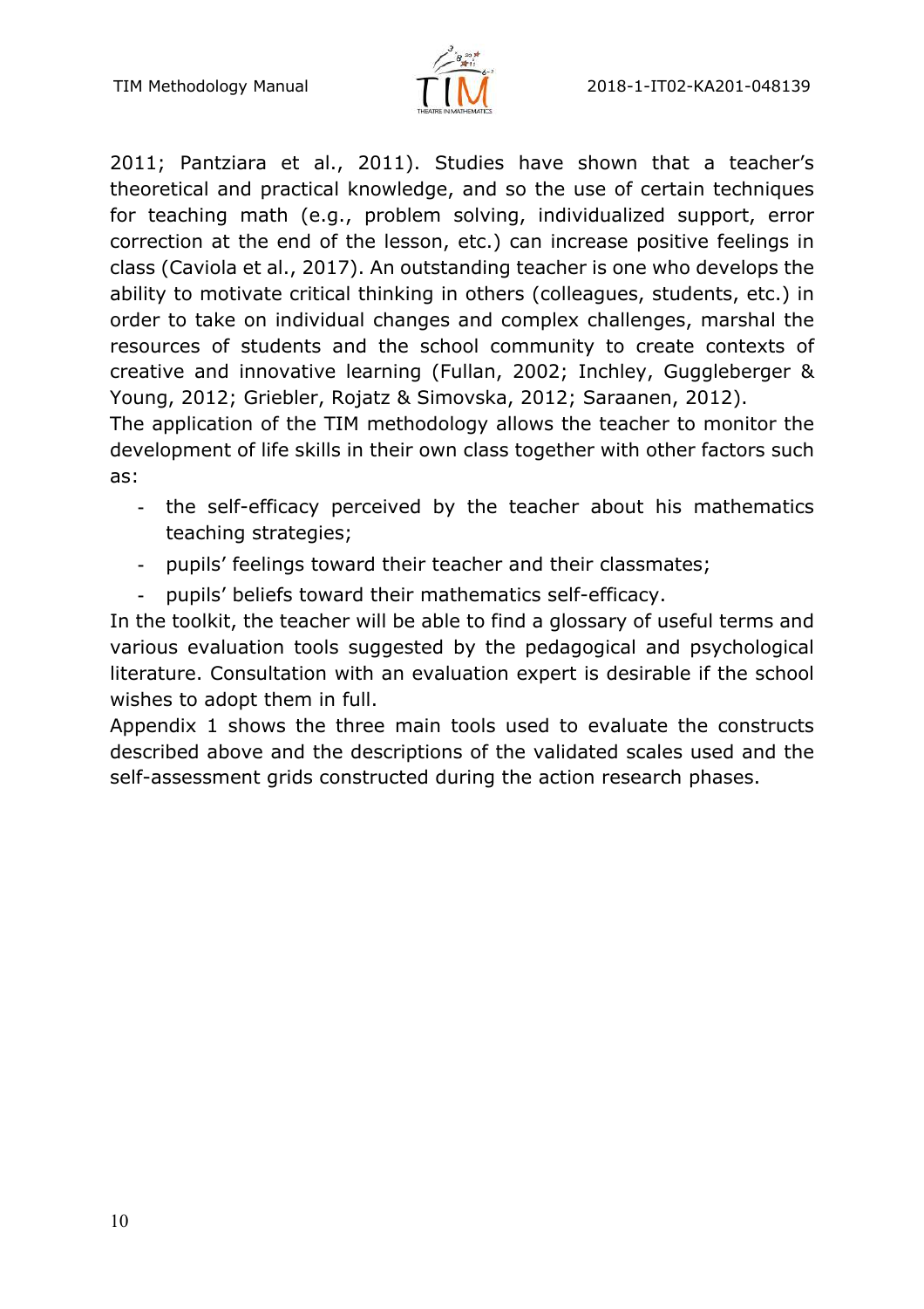2011; Pantziara et al., 2011). Studies have shown that a teacher's theoretical and practical knowledge, and so the use of certain techniques for teaching math (e.g., problem solving, individualized support, error correction at the end of the lesson, etc.) can increase positive feelings in class (Caviola et al., 2017). An outstanding teacher is one who develops the ability to motivate critical thinking in others (colleagues, students, etc.) in order to take on individual changes and complex challenges, marshal the resources of students and the school community to create contexts of creative and innovative learning (Fullan, 2002; Inchley, Guggleberger & Young, 2012; Griebler, Rojatz & Simovska, 2012; Saraanen, 2012).

The application of the TIM methodology allows the teacher to monitor the development of life skills in their own class together with other factors such as:

- the self-efficacy perceived by the teacher about his mathematics teaching strategies;
- pupils' feelings toward their teacher and their classmates;
- pupils' beliefs toward their mathematics self-efficacy.

In the toolkit, the teacher will be able to find a glossary of useful terms and various evaluation tools suggested by the pedagogical and psychological literature. Consultation with an evaluation expert is desirable if the school wishes to adopt them in full.

Appendix 1 shows the three main tools used to evaluate the constructs described above and the descriptions of the validated scales used and the self-assessment grids constructed during the action research phases.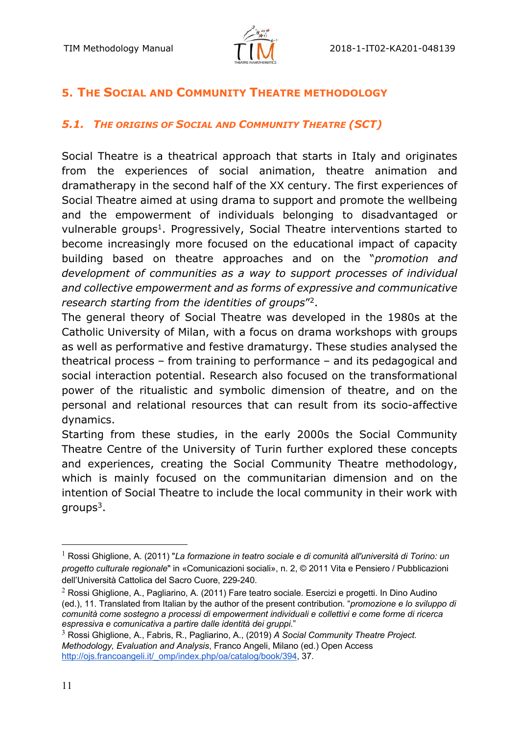## 5. The Social and Community Theatre methodology

### *5.1. The origins of Social and Community Theatre (SCT)*

Social Theatre is a theatrical approach that starts in Italy and originates from the experiences of social animation, theatre animation and dramatherapy in the second half of the XX century. The first experiences of Social Theatre aimed at using drama to support and promote the wellbeing and the empowerment of individuals belonging to disadvantaged or vulnerable groups[1]. Progressively, Social Theatre interventions started to become increasingly more focused on the educational impact of capacity building based on theatre approaches and on the "*promotion and development of communities as a way to support processes of individual and collective empowerment and as forms of expressive and communicative research starting from the identities of groups*"[2].

The general theory of Social Theatre was developed in the 1980s at the Catholic University of Milan, with a focus on drama workshops with groups as well as performative and festive dramaturgy. These studies analysed the theatrical process – from training to performance – and its pedagogical and social interaction potential. Research also focused on the transformational power of the ritualistic and symbolic dimension of theatre, and on the personal and relational resources that can result from its socio-affective dynamics.

Starting from these studies, in the early 2000s the Social Community Theatre Centre of the University of Turin further explored these concepts and experiences, creating the Social Community Theatre methodology, which is mainly focused on the communitarian dimension and on the intention of Social Theatre to include the local community in their work with groups[3].

---

[1] Rossi Ghiglione, A. (2011) "*La formazione in teatro sociale e di comunità all'università di Torino: un progetto culturale regionale*" in «Comunicazioni sociali», n. 2, © 2011 Vita e Pensiero / Pubblicazioni dell'Università Cattolica del Sacro Cuore, 229-240.

[2] Rossi Ghiglione, A., Pagliarino, A. (2011) Fare teatro sociale. Esercizi e progetti. In Dino Audino (ed.), 11. Translated from Italian by the author of the present contribution. "*promozione e lo sviluppo di comunità come sostegno a processi di empowerment individuali e collettivi e come forme di ricerca espressiva e comunicativa a partire dalle identità dei gruppi.*"

[3] Rossi Ghiglione, A., Fabris, R., Pagliarino, A., (2019) *A Social Community Theatre Project. Methodology, Evaluation and Analysis*, Franco Angeli, Milano (ed.) Open Access http://ojs.francoangeli.it/_omp/index.php/oa/catalog/book/394, 37.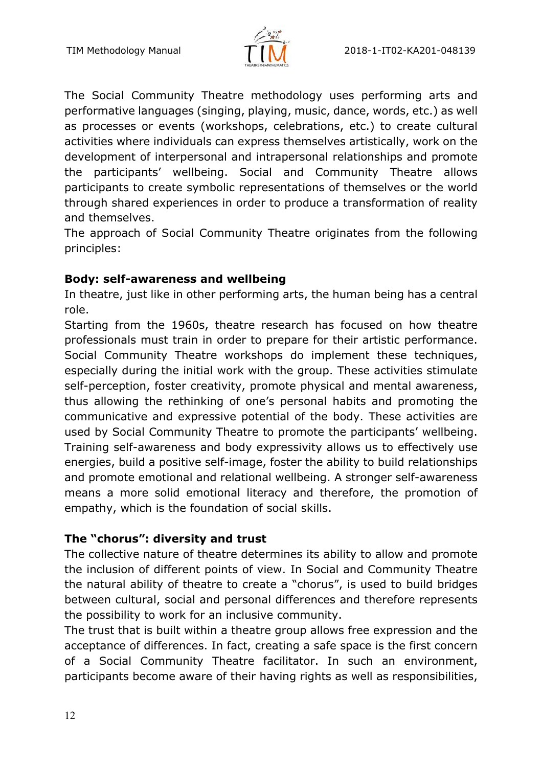The Social Community Theatre methodology uses performing arts and performative languages (singing, playing, music, dance, words, etc.) as well as processes or events (workshops, celebrations, etc.) to create cultural activities where individuals can express themselves artistically, work on the development of interpersonal and intrapersonal relationships and promote the participants' wellbeing. Social and Community Theatre allows participants to create symbolic representations of themselves or the world through shared experiences in order to produce a transformation of reality and themselves.

The approach of Social Community Theatre originates from the following principles:

**Body: self-awareness and wellbeing**

In theatre, just like in other performing arts, the human being has a central role.

Starting from the 1960s, theatre research has focused on how theatre professionals must train in order to prepare for their artistic performance. Social Community Theatre workshops do implement these techniques, especially during the initial work with the group. These activities stimulate self-perception, foster creativity, promote physical and mental awareness, thus allowing the rethinking of one's personal habits and promoting the communicative and expressive potential of the body. These activities are used by Social Community Theatre to promote the participants' wellbeing. Training self-awareness and body expressivity allows us to effectively use energies, build a positive self-image, foster the ability to build relationships and promote emotional and relational wellbeing. A stronger self-awareness means a more solid emotional literacy and therefore, the promotion of empathy, which is the foundation of social skills.

**The "chorus": diversity and trust**

The collective nature of theatre determines its ability to allow and promote the inclusion of different points of view. In Social and Community Theatre the natural ability of theatre to create a "chorus", is used to build bridges between cultural, social and personal differences and therefore represents the possibility to work for an inclusive community.

The trust that is built within a theatre group allows free expression and the acceptance of differences. In fact, creating a safe space is the first concern of a Social Community Theatre facilitator. In such an environment, participants become aware of their having rights as well as responsibilities,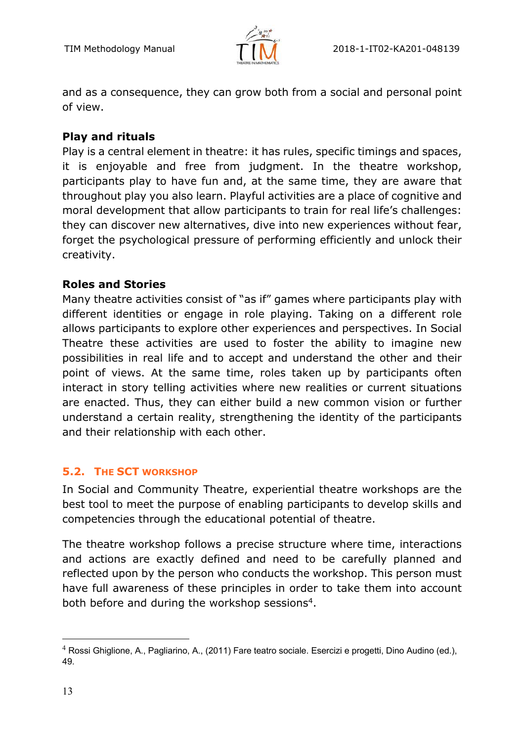and as a consequence, they can grow both from a social and personal point of view.

**Play and rituals**

Play is a central element in theatre: it has rules, specific timings and spaces, it is enjoyable and free from judgment. In the theatre workshop, participants play to have fun and, at the same time, they are aware that throughout play you also learn. Playful activities are a place of cognitive and moral development that allow participants to train for real life's challenges: they can discover new alternatives, dive into new experiences without fear, forget the psychological pressure of performing efficiently and unlock their creativity.

**Roles and Stories**

Many theatre activities consist of "as if" games where participants play with different identities or engage in role playing. Taking on a different role allows participants to explore other experiences and perspectives. In Social Theatre these activities are used to foster the ability to imagine new possibilities in real life and to accept and understand the other and their point of views. At the same time, roles taken up by participants often interact in story telling activities where new realities or current situations are enacted. Thus, they can either build a new common vision or further understand a certain reality, strengthening the identity of the participants and their relationship with each other.

## 5.2. The SCT workshop

In Social and Community Theatre, experiential theatre workshops are the best tool to meet the purpose of enabling participants to develop skills and competencies through the educational potential of theatre.

The theatre workshop follows a precise structure where time, interactions and actions are exactly defined and need to be carefully planned and reflected upon by the person who conducts the workshop. This person must have full awareness of these principles in order to take them into account both before and during the workshop sessions[4].

---

[4] Rossi Ghiglione, A., Pagliarino, A., (2011) Fare teatro sociale. Esercizi e progetti, Dino Audino (ed.), 49.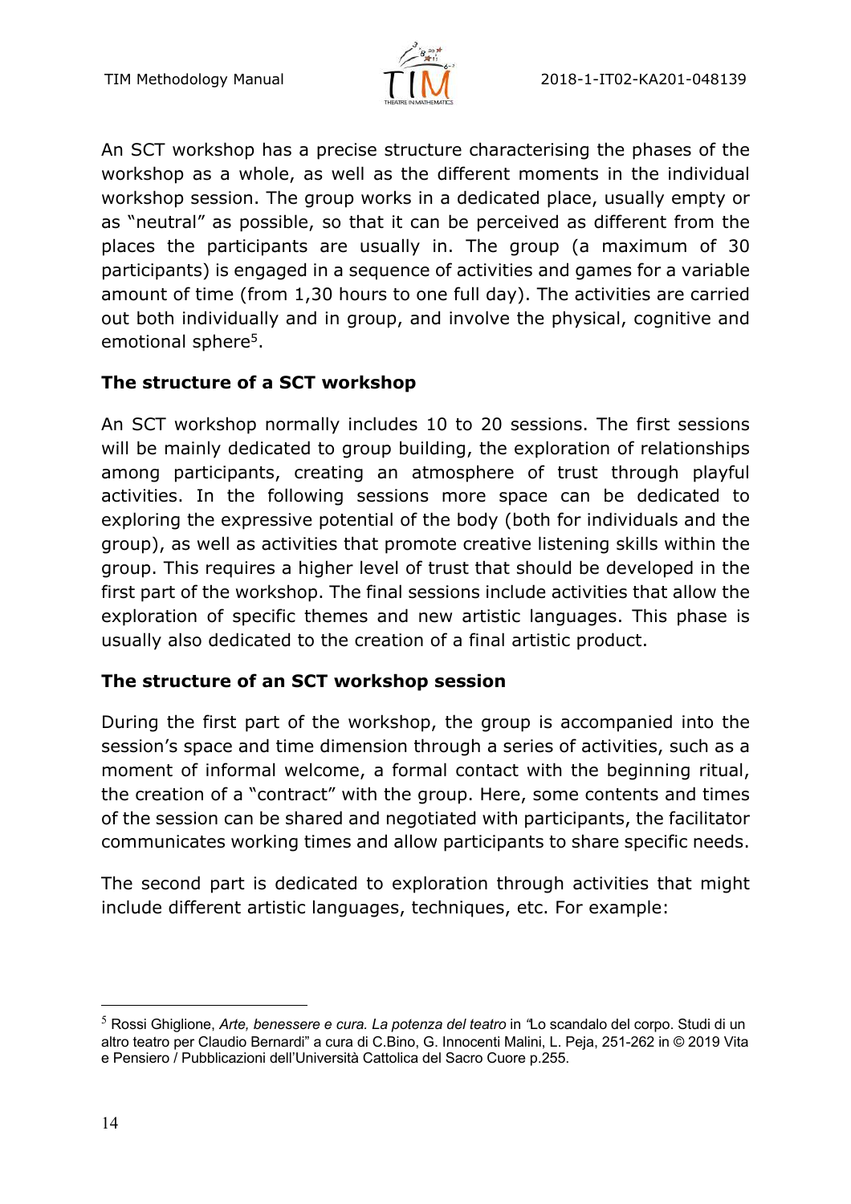An SCT workshop has a precise structure characterising the phases of the workshop as a whole, as well as the different moments in the individual workshop session. The group works in a dedicated place, usually empty or as "neutral" as possible, so that it can be perceived as different from the places the participants are usually in. The group (a maximum of 30 participants) is engaged in a sequence of activities and games for a variable amount of time (from 1,30 hours to one full day). The activities are carried out both individually and in group, and involve the physical, cognitive and emotional sphere[5].

**The structure of a SCT workshop**

An SCT workshop normally includes 10 to 20 sessions. The first sessions will be mainly dedicated to group building, the exploration of relationships among participants, creating an atmosphere of trust through playful activities. In the following sessions more space can be dedicated to exploring the expressive potential of the body (both for individuals and the group), as well as activities that promote creative listening skills within the group. This requires a higher level of trust that should be developed in the first part of the workshop. The final sessions include activities that allow the exploration of specific themes and new artistic languages. This phase is usually also dedicated to the creation of a final artistic product.

**The structure of an SCT workshop session**

During the first part of the workshop, the group is accompanied into the session's space and time dimension through a series of activities, such as a moment of informal welcome, a formal contact with the beginning ritual, the creation of a "contract" with the group. Here, some contents and times of the session can be shared and negotiated with participants, the facilitator communicates working times and allow participants to share specific needs.

The second part is dedicated to exploration through activities that might include different artistic languages, techniques, etc. For example:

---

[5] Rossi Ghiglione, *Arte, benessere e cura. La potenza del teatro* in "Lo scandalo del corpo. Studi di un altro teatro per Claudio Bernardi" a cura di C.Bino, G. Innocenti Malini, L. Peja, 251-262 in © 2019 Vita e Pensiero / Pubblicazioni dell'Università Cattolica del Sacro Cuore p.255.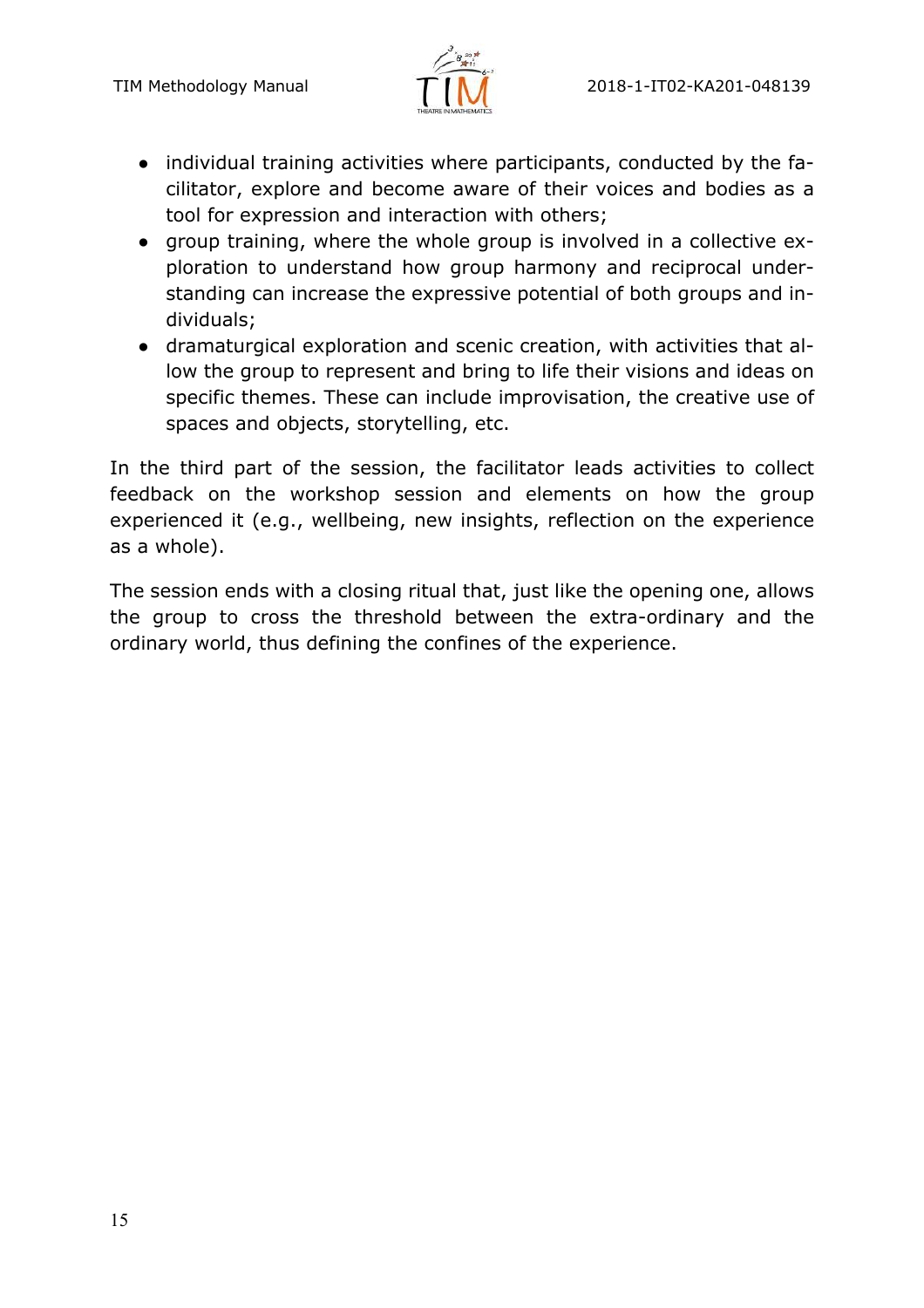- individual training activities where participants, conducted by the facilitator, explore and become aware of their voices and bodies as a tool for expression and interaction with others;
- group training, where the whole group is involved in a collective exploration to understand how group harmony and reciprocal understanding can increase the expressive potential of both groups and individuals;
- dramaturgical exploration and scenic creation, with activities that allow the group to represent and bring to life their visions and ideas on specific themes. These can include improvisation, the creative use of spaces and objects, storytelling, etc.

In the third part of the session, the facilitator leads activities to collect feedback on the workshop session and elements on how the group experienced it (e.g., wellbeing, new insights, reflection on the experience as a whole).

The session ends with a closing ritual that, just like the opening one, allows the group to cross the threshold between the extra-ordinary and the ordinary world, thus defining the confines of the experience.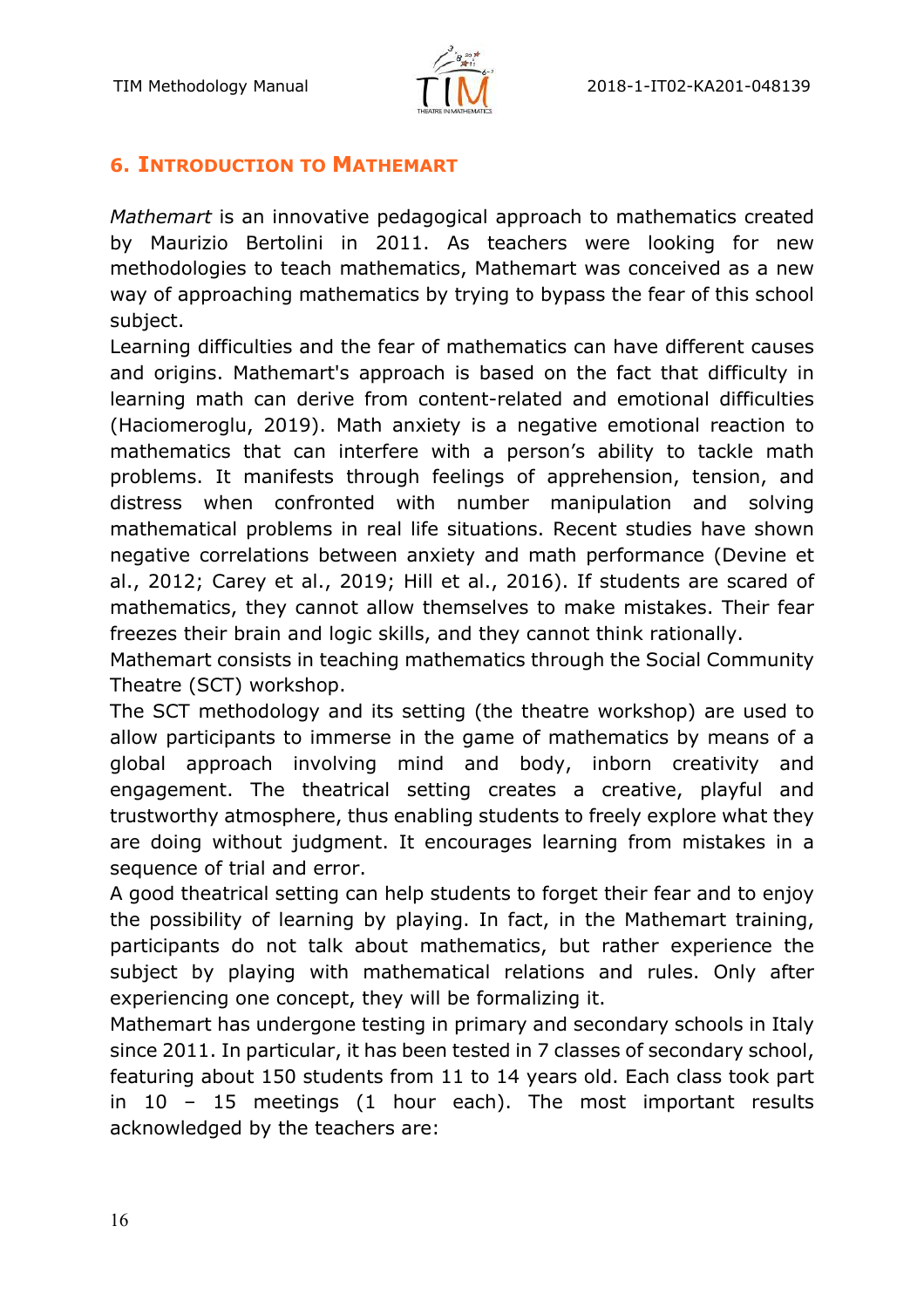## 6. Introduction to Mathemart

*Mathemart* is an innovative pedagogical approach to mathematics created by Maurizio Bertolini in 2011. As teachers were looking for new methodologies to teach mathematics, Mathemart was conceived as a new way of approaching mathematics by trying to bypass the fear of this school subject.

Learning difficulties and the fear of mathematics can have different causes and origins. Mathemart's approach is based on the fact that difficulty in learning math can derive from content-related and emotional difficulties (Haciomeroglu, 2019). Math anxiety is a negative emotional reaction to mathematics that can interfere with a person's ability to tackle math problems. It manifests through feelings of apprehension, tension, and distress when confronted with number manipulation and solving mathematical problems in real life situations. Recent studies have shown negative correlations between anxiety and math performance (Devine et al., 2012; Carey et al., 2019; Hill et al., 2016). If students are scared of mathematics, they cannot allow themselves to make mistakes. Their fear freezes their brain and logic skills, and they cannot think rationally.

Mathemart consists in teaching mathematics through the Social Community Theatre (SCT) workshop.

The SCT methodology and its setting (the theatre workshop) are used to allow participants to immerse in the game of mathematics by means of a global approach involving mind and body, inborn creativity and engagement. The theatrical setting creates a creative, playful and trustworthy atmosphere, thus enabling students to freely explore what they are doing without judgment. It encourages learning from mistakes in a sequence of trial and error.

A good theatrical setting can help students to forget their fear and to enjoy the possibility of learning by playing. In fact, in the Mathemart training, participants do not talk about mathematics, but rather experience the subject by playing with mathematical relations and rules. Only after experiencing one concept, they will be formalizing it.

Mathemart has undergone testing in primary and secondary schools in Italy since 2011. In particular, it has been tested in 7 classes of secondary school, featuring about 150 students from 11 to 14 years old. Each class took part in 10 – 15 meetings (1 hour each). The most important results acknowledged by the teachers are: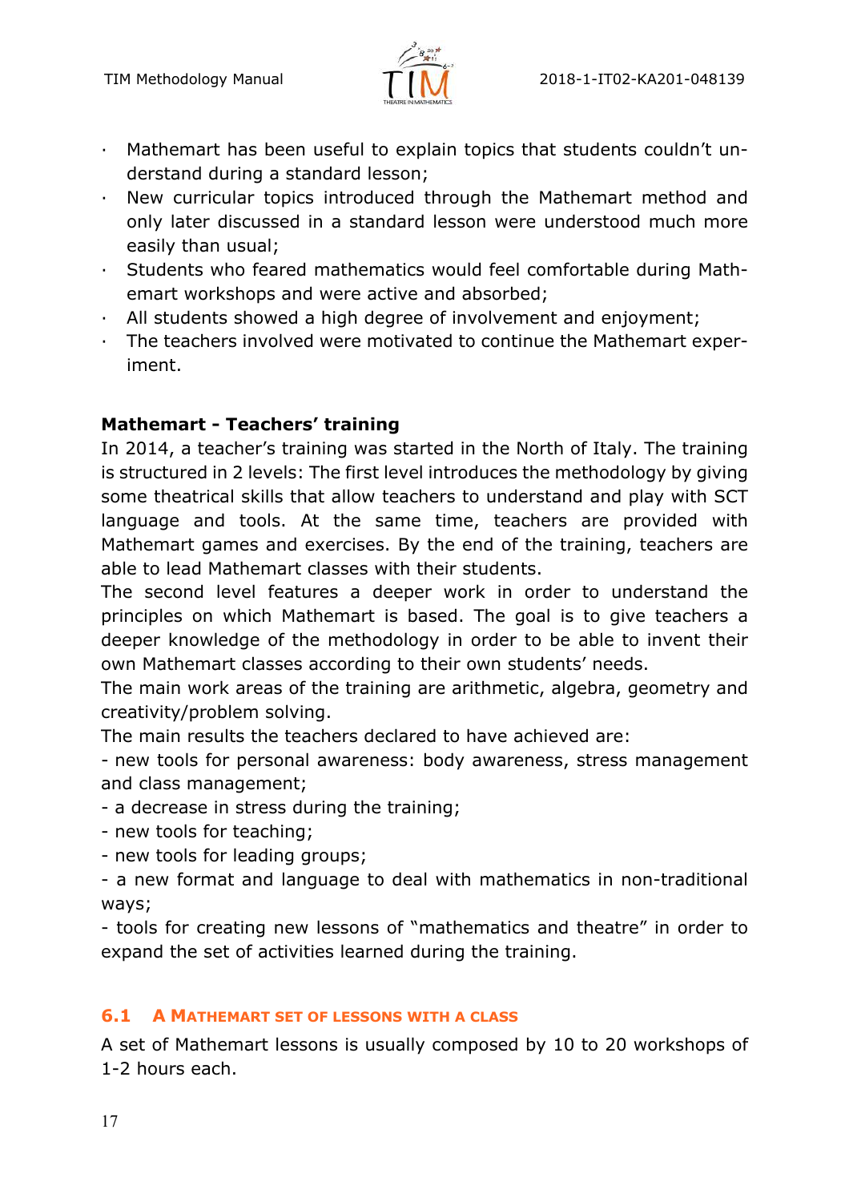- Mathemart has been useful to explain topics that students couldn't understand during a standard lesson;
- New curricular topics introduced through the Mathemart method and only later discussed in a standard lesson were understood much more easily than usual;
- Students who feared mathematics would feel comfortable during Mathemart workshops and were active and absorbed;
- All students showed a high degree of involvement and enjoyment;
- The teachers involved were motivated to continue the Mathemart experiment.

**Mathemart - Teachers' training**

In 2014, a teacher's training was started in the North of Italy. The training is structured in 2 levels: The first level introduces the methodology by giving some theatrical skills that allow teachers to understand and play with SCT language and tools. At the same time, teachers are provided with Mathemart games and exercises. By the end of the training, teachers are able to lead Mathemart classes with their students.

The second level features a deeper work in order to understand the principles on which Mathemart is based. The goal is to give teachers a deeper knowledge of the methodology in order to be able to invent their own Mathemart classes according to their own students' needs.

The main work areas of the training are arithmetic, algebra, geometry and creativity/problem solving.

The main results the teachers declared to have achieved are:

- new tools for personal awareness: body awareness, stress management and class management;
- a decrease in stress during the training;
- new tools for teaching;
- new tools for leading groups;
- a new format and language to deal with mathematics in non-traditional ways;
- tools for creating new lessons of "mathematics and theatre" in order to expand the set of activities learned during the training.

## 6.1 A Mathemart set of lessons with a class

A set of Mathemart lessons is usually composed by 10 to 20 workshops of 1-2 hours each.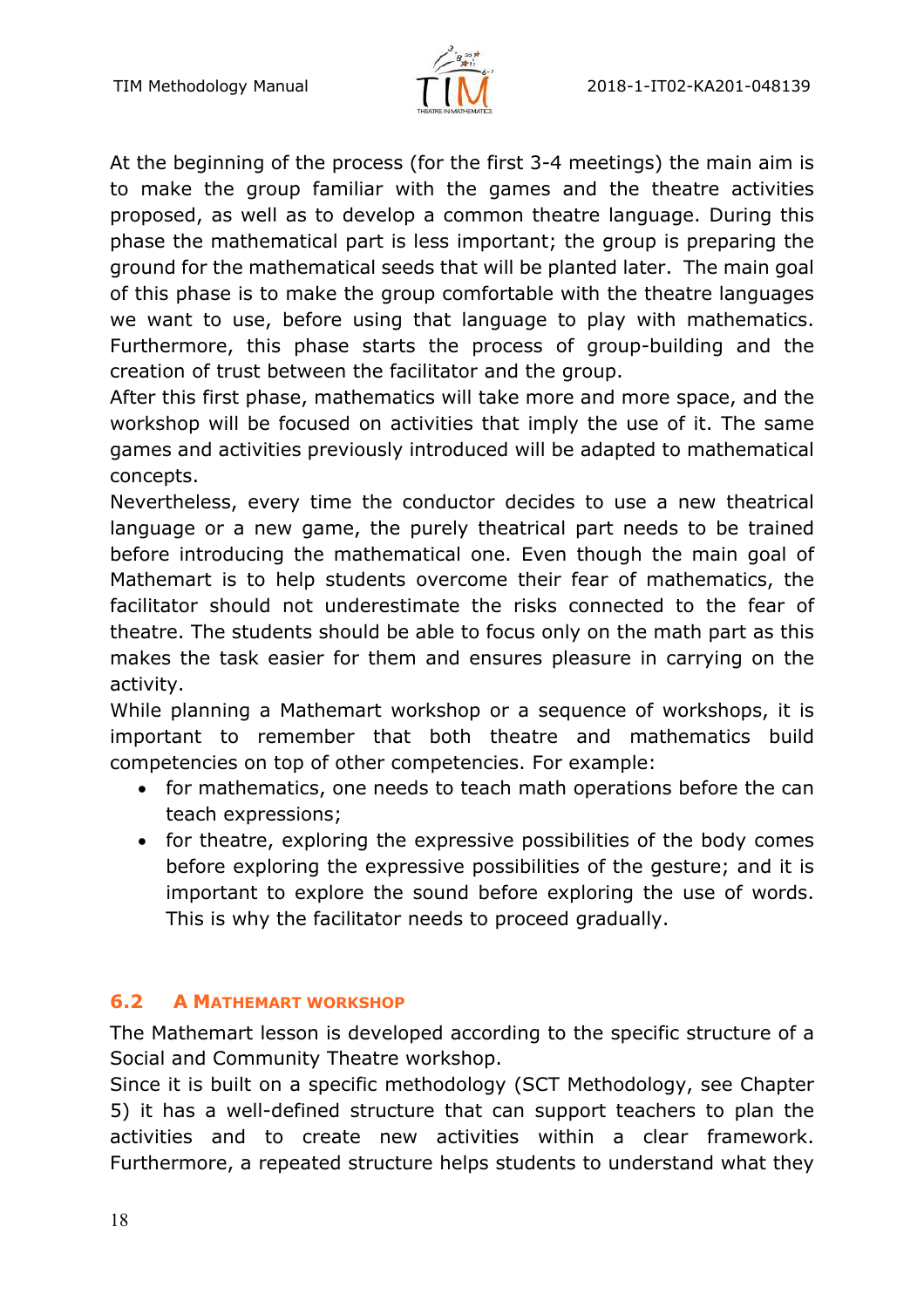At the beginning of the process (for the first 3-4 meetings) the main aim is to make the group familiar with the games and the theatre activities proposed, as well as to develop a common theatre language. During this phase the mathematical part is less important; the group is preparing the ground for the mathematical seeds that will be planted later. The main goal of this phase is to make the group comfortable with the theatre languages we want to use, before using that language to play with mathematics. Furthermore, this phase starts the process of group-building and the creation of trust between the facilitator and the group.

After this first phase, mathematics will take more and more space, and the workshop will be focused on activities that imply the use of it. The same games and activities previously introduced will be adapted to mathematical concepts.

Nevertheless, every time the conductor decides to use a new theatrical language or a new game, the purely theatrical part needs to be trained before introducing the mathematical one. Even though the main goal of Mathemart is to help students overcome their fear of mathematics, the facilitator should not underestimate the risks connected to the fear of theatre. The students should be able to focus only on the math part as this makes the task easier for them and ensures pleasure in carrying on the activity.

While planning a Mathemart workshop or a sequence of workshops, it is important to remember that both theatre and mathematics build competencies on top of other competencies. For example:

- for mathematics, one needs to teach math operations before the can teach expressions;
- for theatre, exploring the expressive possibilities of the body comes before exploring the expressive possibilities of the gesture; and it is important to explore the sound before exploring the use of words. This is why the facilitator needs to proceed gradually.

## 6.2 A Mathemart workshop

The Mathemart lesson is developed according to the specific structure of a Social and Community Theatre workshop.

Since it is built on a specific methodology (SCT Methodology, see Chapter 5) it has a well-defined structure that can support teachers to plan the activities and to create new activities within a clear framework. Furthermore, a repeated structure helps students to understand what they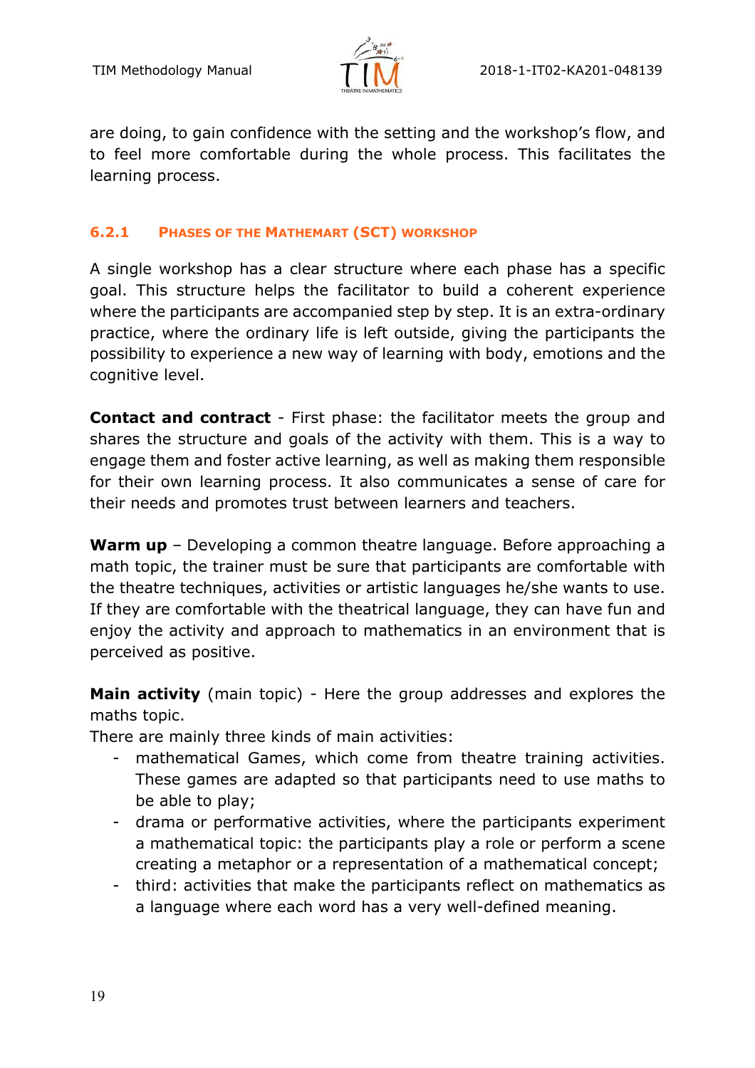are doing, to gain confidence with the setting and the workshop's flow, and to feel more comfortable during the whole process. This facilitates the learning process.

### 6.2.1 PHASES OF THE MATHEMART (SCT) WORKSHOP

A single workshop has a clear structure where each phase has a specific goal. This structure helps the facilitator to build a coherent experience where the participants are accompanied step by step. It is an extra-ordinary practice, where the ordinary life is left outside, giving the participants the possibility to experience a new way of learning with body, emotions and the cognitive level.

**Contact and contract** - First phase: the facilitator meets the group and shares the structure and goals of the activity with them. This is a way to engage them and foster active learning, as well as making them responsible for their own learning process. It also communicates a sense of care for their needs and promotes trust between learners and teachers.

**Warm up** – Developing a common theatre language. Before approaching a math topic, the trainer must be sure that participants are comfortable with the theatre techniques, activities or artistic languages he/she wants to use. If they are comfortable with the theatrical language, they can have fun and enjoy the activity and approach to mathematics in an environment that is perceived as positive.

**Main activity** (main topic) - Here the group addresses and explores the maths topic.
There are mainly three kinds of main activities:

- mathematical Games, which come from theatre training activities. These games are adapted so that participants need to use maths to be able to play;
- drama or performative activities, where the participants experiment a mathematical topic: the participants play a role or perform a scene creating a metaphor or a representation of a mathematical concept;
- third: activities that make the participants reflect on mathematics as a language where each word has a very well-defined meaning.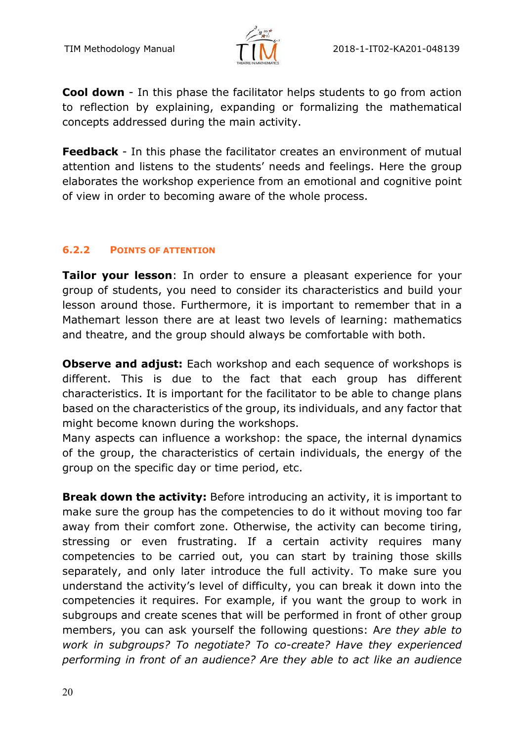**Cool down** - In this phase the facilitator helps students to go from action to reflection by explaining, expanding or formalizing the mathematical concepts addressed during the main activity.

**Feedback** - In this phase the facilitator creates an environment of mutual attention and listens to the students' needs and feelings. Here the group elaborates the workshop experience from an emotional and cognitive point of view in order to becoming aware of the whole process.

### 6.2.2 Points of attention

**Tailor your lesson**: In order to ensure a pleasant experience for your group of students, you need to consider its characteristics and build your lesson around those. Furthermore, it is important to remember that in a Mathemart lesson there are at least two levels of learning: mathematics and theatre, and the group should always be comfortable with both.

**Observe and adjust:** Each workshop and each sequence of workshops is different. This is due to the fact that each group has different characteristics. It is important for the facilitator to be able to change plans based on the characteristics of the group, its individuals, and any factor that might become known during the workshops.
Many aspects can influence a workshop: the space, the internal dynamics of the group, the characteristics of certain individuals, the energy of the group on the specific day or time period, etc.

**Break down the activity:** Before introducing an activity, it is important to make sure the group has the competencies to do it without moving too far away from their comfort zone. Otherwise, the activity can become tiring, stressing or even frustrating. If a certain activity requires many competencies to be carried out, you can start by training those skills separately, and only later introduce the full activity. To make sure you understand the activity's level of difficulty, you can break it down into the competencies it requires. For example, if you want the group to work in subgroups and create scenes that will be performed in front of other group members, you can ask yourself the following questions: A*re they able to work in subgroups? To negotiate? To co-create? Have they experienced performing in front of an audience? Are they able to act like an audience*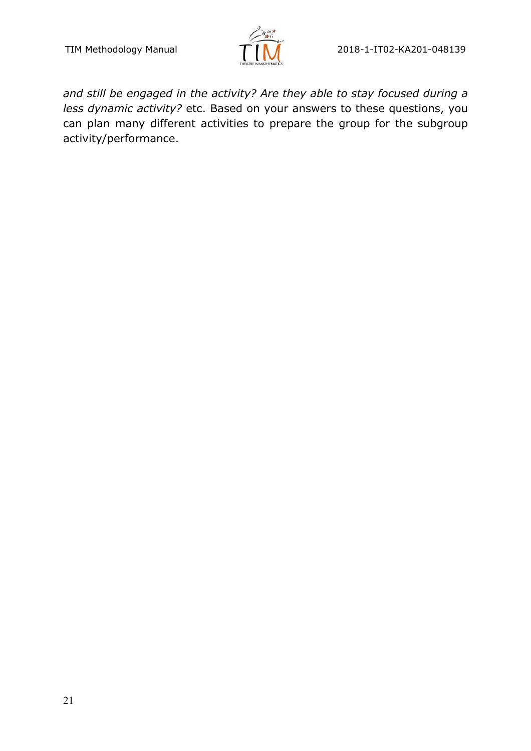*and still be engaged in the activity? Are they able to stay focused during a less dynamic activity?* etc. Based on your answers to these questions, you can plan many different activities to prepare the group for the subgroup activity/performance.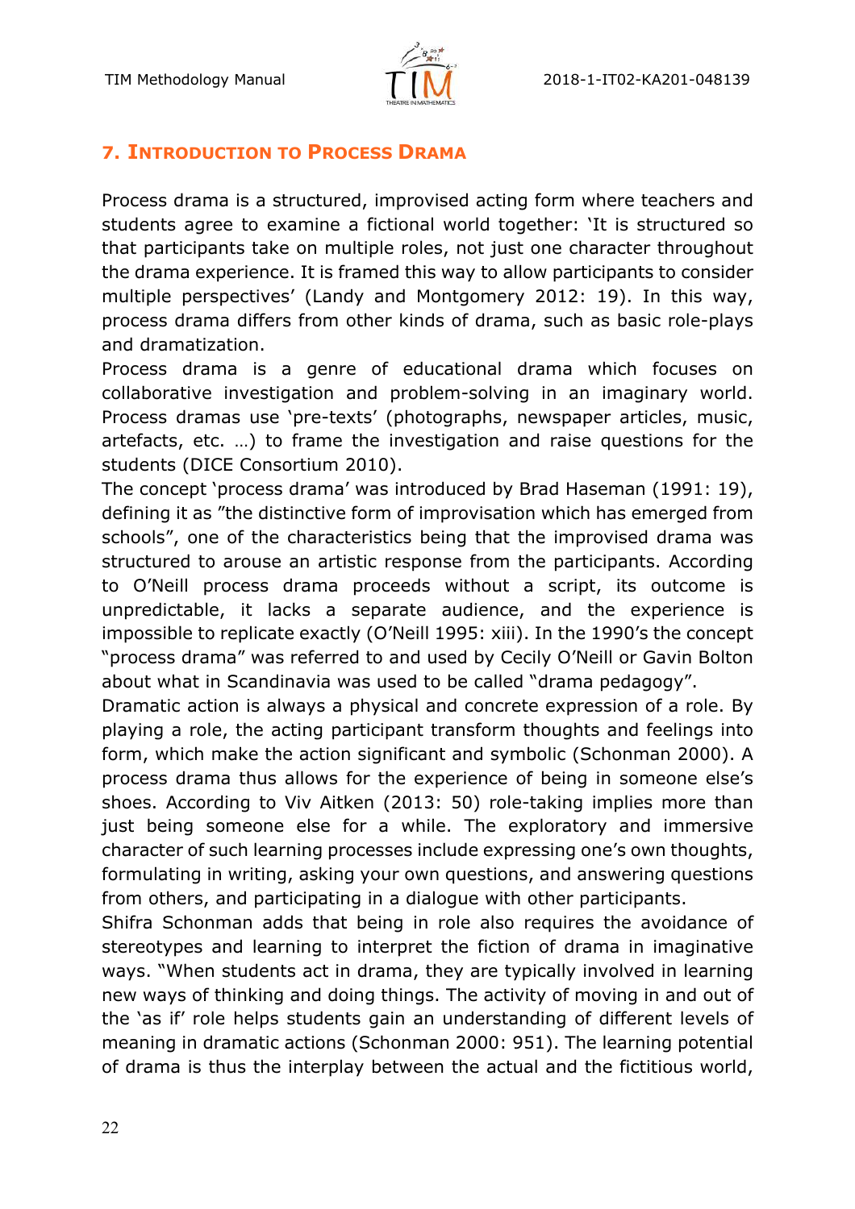## 7. Introduction to Process Drama

Process drama is a structured, improvised acting form where teachers and students agree to examine a fictional world together: 'It is structured so that participants take on multiple roles, not just one character throughout the drama experience. It is framed this way to allow participants to consider multiple perspectives' (Landy and Montgomery 2012: 19). In this way, process drama differs from other kinds of drama, such as basic role-plays and dramatization.

Process drama is a genre of educational drama which focuses on collaborative investigation and problem-solving in an imaginary world. Process dramas use 'pre-texts' (photographs, newspaper articles, music, artefacts, etc. …) to frame the investigation and raise questions for the students (DICE Consortium 2010).

The concept 'process drama' was introduced by Brad Haseman (1991: 19), defining it as "the distinctive form of improvisation which has emerged from schools", one of the characteristics being that the improvised drama was structured to arouse an artistic response from the participants. According to O'Neill process drama proceeds without a script, its outcome is unpredictable, it lacks a separate audience, and the experience is impossible to replicate exactly (O'Neill 1995: xiii). In the 1990's the concept "process drama" was referred to and used by Cecily O'Neill or Gavin Bolton about what in Scandinavia was used to be called "drama pedagogy".

Dramatic action is always a physical and concrete expression of a role. By playing a role, the acting participant transform thoughts and feelings into form, which make the action significant and symbolic (Schonman 2000). A process drama thus allows for the experience of being in someone else's shoes. According to Viv Aitken (2013: 50) role-taking implies more than just being someone else for a while. The exploratory and immersive character of such learning processes include expressing one's own thoughts, formulating in writing, asking your own questions, and answering questions from others, and participating in a dialogue with other participants.

Shifra Schonman adds that being in role also requires the avoidance of stereotypes and learning to interpret the fiction of drama in imaginative ways. "When students act in drama, they are typically involved in learning new ways of thinking and doing things. The activity of moving in and out of the 'as if' role helps students gain an understanding of different levels of meaning in dramatic actions (Schonman 2000: 951). The learning potential of drama is thus the interplay between the actual and the fictitious world,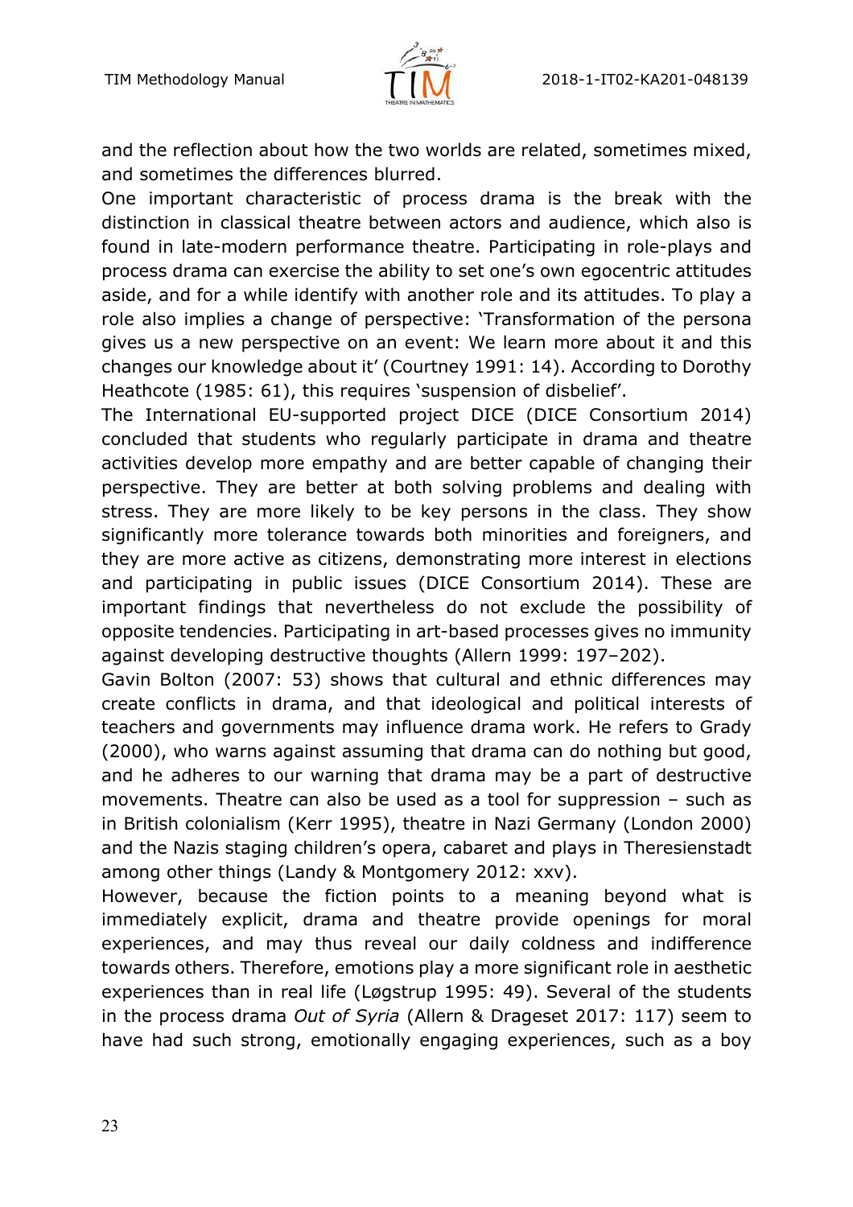and the reflection about how the two worlds are related, sometimes mixed, and sometimes the differences blurred.

One important characteristic of process drama is the break with the distinction in classical theatre between actors and audience, which also is found in late-modern performance theatre. Participating in role-plays and process drama can exercise the ability to set one's own egocentric attitudes aside, and for a while identify with another role and its attitudes. To play a role also implies a change of perspective: 'Transformation of the persona gives us a new perspective on an event: We learn more about it and this changes our knowledge about it' (Courtney 1991: 14). According to Dorothy Heathcote (1985: 61), this requires 'suspension of disbelief'.

The International EU-supported project DICE (DICE Consortium 2014) concluded that students who regularly participate in drama and theatre activities develop more empathy and are better capable of changing their perspective. They are better at both solving problems and dealing with stress. They are more likely to be key persons in the class. They show significantly more tolerance towards both minorities and foreigners, and they are more active as citizens, demonstrating more interest in elections and participating in public issues (DICE Consortium 2014). These are important findings that nevertheless do not exclude the possibility of opposite tendencies. Participating in art-based processes gives no immunity against developing destructive thoughts (Allern 1999: 197–202).

Gavin Bolton (2007: 53) shows that cultural and ethnic differences may create conflicts in drama, and that ideological and political interests of teachers and governments may influence drama work. He refers to Grady (2000), who warns against assuming that drama can do nothing but good, and he adheres to our warning that drama may be a part of destructive movements. Theatre can also be used as a tool for suppression – such as in British colonialism (Kerr 1995), theatre in Nazi Germany (London 2000) and the Nazis staging children's opera, cabaret and plays in Theresienstadt among other things (Landy & Montgomery 2012: xxv).

However, because the fiction points to a meaning beyond what is immediately explicit, drama and theatre provide openings for moral experiences, and may thus reveal our daily coldness and indifference towards others. Therefore, emotions play a more significant role in aesthetic experiences than in real life (Løgstrup 1995: 49). Several of the students in the process drama *Out of Syria* (Allern & Drageset 2017: 117) seem to have had such strong, emotionally engaging experiences, such as a boy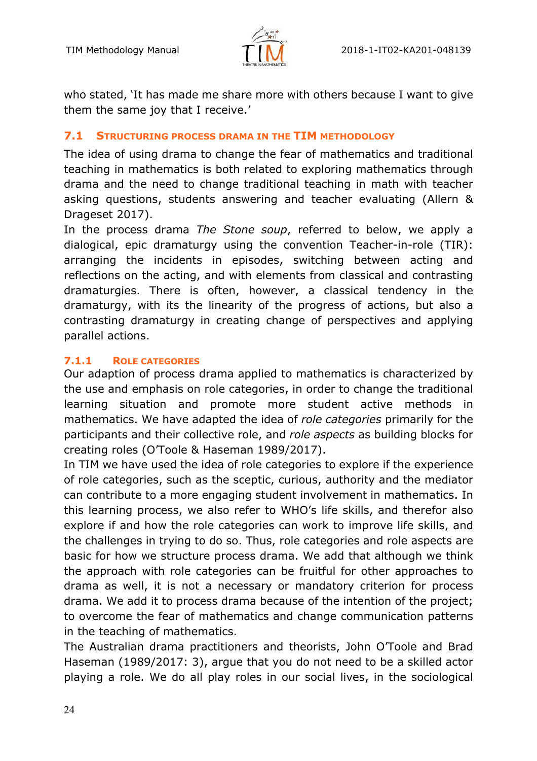who stated, 'It has made me share more with others because I want to give them the same joy that I receive.'

## 7.1 Structuring process drama in the TIM methodology

The idea of using drama to change the fear of mathematics and traditional teaching in mathematics is both related to exploring mathematics through drama and the need to change traditional teaching in math with teacher asking questions, students answering and teacher evaluating (Allern & Drageset 2017).

In the process drama *The Stone soup*, referred to below, we apply a dialogical, epic dramaturgy using the convention Teacher-in-role (TIR): arranging the incidents in episodes, switching between acting and reflections on the acting, and with elements from classical and contrasting dramaturgies. There is often, however, a classical tendency in the dramaturgy, with its the linearity of the progress of actions, but also a contrasting dramaturgy in creating change of perspectives and applying parallel actions.

### 7.1.1 Role categories

Our adaption of process drama applied to mathematics is characterized by the use and emphasis on role categories, in order to change the traditional learning situation and promote more student active methods in mathematics. We have adapted the idea of *role categories* primarily for the participants and their collective role, and *role aspects* as building blocks for creating roles (O'Toole & Haseman 1989/2017).

In TIM we have used the idea of role categories to explore if the experience of role categories, such as the sceptic, curious, authority and the mediator can contribute to a more engaging student involvement in mathematics. In this learning process, we also refer to WHO's life skills, and therefor also explore if and how the role categories can work to improve life skills, and the challenges in trying to do so. Thus, role categories and role aspects are basic for how we structure process drama. We add that although we think the approach with role categories can be fruitful for other approaches to drama as well, it is not a necessary or mandatory criterion for process drama. We add it to process drama because of the intention of the project; to overcome the fear of mathematics and change communication patterns in the teaching of mathematics.

The Australian drama practitioners and theorists, John O'Toole and Brad Haseman (1989/2017: 3), argue that you do not need to be a skilled actor playing a role. We do all play roles in our social lives, in the sociological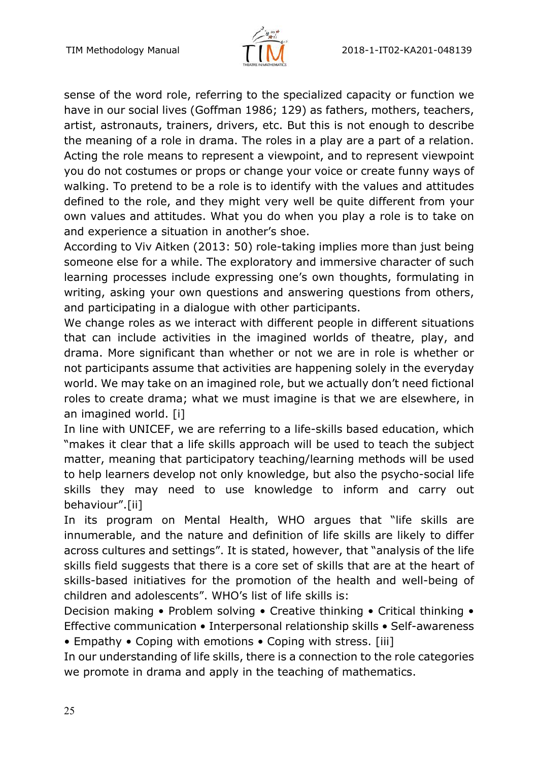sense of the word role, referring to the specialized capacity or function we have in our social lives (Goffman 1986; 129) as fathers, mothers, teachers, artist, astronauts, trainers, drivers, etc. But this is not enough to describe the meaning of a role in drama. The roles in a play are a part of a relation. Acting the role means to represent a viewpoint, and to represent viewpoint you do not costumes or props or change your voice or create funny ways of walking. To pretend to be a role is to identify with the values and attitudes defined to the role, and they might very well be quite different from your own values and attitudes. What you do when you play a role is to take on and experience a situation in another's shoe.

According to Viv Aitken (2013: 50) role-taking implies more than just being someone else for a while. The exploratory and immersive character of such learning processes include expressing one's own thoughts, formulating in writing, asking your own questions and answering questions from others, and participating in a dialogue with other participants.

We change roles as we interact with different people in different situations that can include activities in the imagined worlds of theatre, play, and drama. More significant than whether or not we are in role is whether or not participants assume that activities are happening solely in the everyday world. We may take on an imagined role, but we actually don't need fictional roles to create drama; what we must imagine is that we are elsewhere, in an imagined world. [i]

In line with UNICEF, we are referring to a life-skills based education, which "makes it clear that a life skills approach will be used to teach the subject matter, meaning that participatory teaching/learning methods will be used to help learners develop not only knowledge, but also the psycho-social life skills they may need to use knowledge to inform and carry out behaviour".[ii]

In its program on Mental Health, WHO argues that "life skills are innumerable, and the nature and definition of life skills are likely to differ across cultures and settings". It is stated, however, that "analysis of the life skills field suggests that there is a core set of skills that are at the heart of skills-based initiatives for the promotion of the health and well-being of children and adolescents". WHO's list of life skills is:

Decision making • Problem solving • Creative thinking • Critical thinking • Effective communication • Interpersonal relationship skills • Self-awareness • Empathy • Coping with emotions • Coping with stress. [iii]

In our understanding of life skills, there is a connection to the role categories we promote in drama and apply in the teaching of mathematics.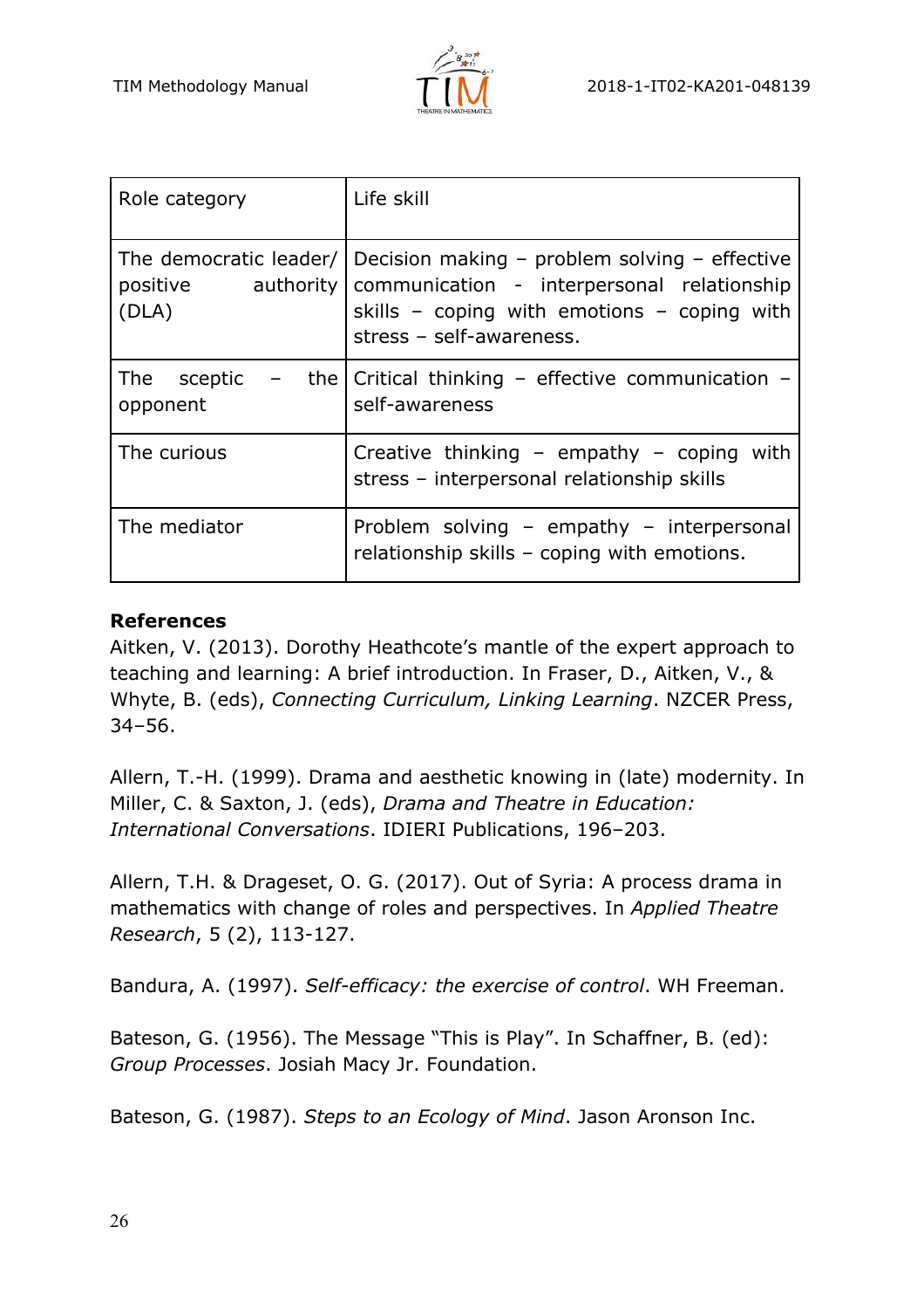| Role category | Life skill |
| --- | --- |
| The democratic leader/ positive authority (DLA) | Decision making – problem solving – effective communication - interpersonal relationship skills – coping with emotions – coping with stress – self-awareness. |
| The sceptic – the opponent | Critical thinking – effective communication – self-awareness |
| The curious | Creative thinking – empathy – coping with stress – interpersonal relationship skills |
| The mediator | Problem solving – empathy – interpersonal relationship skills – coping with emotions. |

**References**

Aitken, V. (2013). Dorothy Heathcote's mantle of the expert approach to teaching and learning: A brief introduction. In Fraser, D., Aitken, V., & Whyte, B. (eds), *Connecting Curriculum, Linking Learning*. NZCER Press, 34–56.

Allern, T.-H. (1999). Drama and aesthetic knowing in (late) modernity. In Miller, C. & Saxton, J. (eds), *Drama and Theatre in Education: International Conversations*. IDIERI Publications, 196–203.

Allern, T.H. & Drageset, O. G. (2017). Out of Syria: A process drama in mathematics with change of roles and perspectives. In *Applied Theatre Research*, 5 (2), 113-127.

Bandura, A. (1997). *Self-efficacy: the exercise of control*. WH Freeman.

Bateson, G. (1956). The Message "This is Play". In Schaffner, B. (ed): *Group Processes*. Josiah Macy Jr. Foundation.

Bateson, G. (1987). *Steps to an Ecology of Mind*. Jason Aronson Inc.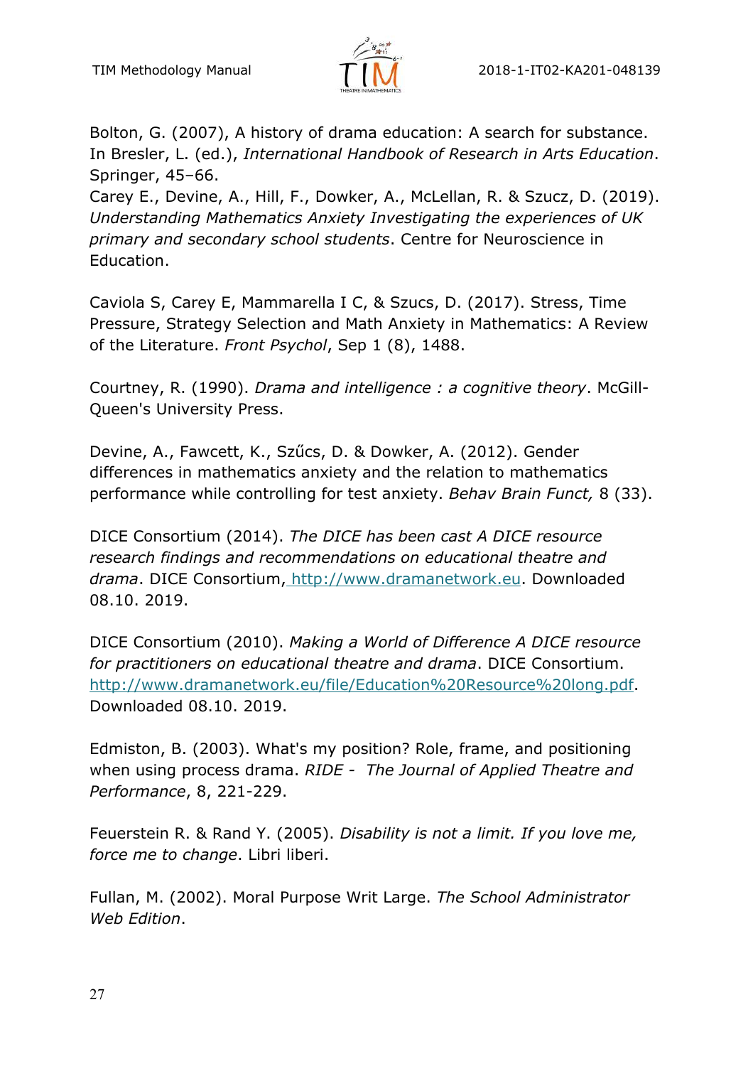Bolton, G. (2007), A history of drama education: A search for substance. In Bresler, L. (ed.), *International Handbook of Research in Arts Education*. Springer, 45–66.
Carey E., Devine, A., Hill, F., Dowker, A., McLellan, R. & Szucz, D. (2019). *Understanding Mathematics Anxiety Investigating the experiences of UK primary and secondary school students*. Centre for Neuroscience in Education.

Caviola S, Carey E, Mammarella I C, & Szucs, D. (2017). Stress, Time Pressure, Strategy Selection and Math Anxiety in Mathematics: A Review of the Literature. *Front Psychol*, Sep 1 (8), 1488.

Courtney, R. (1990). *Drama and intelligence : a cognitive theory*. McGill-Queen's University Press.

Devine, A., Fawcett, K., Szűcs, D. & Dowker, A. (2012). Gender differences in mathematics anxiety and the relation to mathematics performance while controlling for test anxiety. *Behav Brain Funct,* 8 (33).

DICE Consortium (2014). *The DICE has been cast A DICE resource research findings and recommendations on educational theatre and drama*. DICE Consortium, http://www.dramanetwork.eu. Downloaded 08.10. 2019.

DICE Consortium (2010). *Making a World of Difference A DICE resource for practitioners on educational theatre and drama*. DICE Consortium. http://www.dramanetwork.eu/file/Education%20Resource%20long.pdf. Downloaded 08.10. 2019.

Edmiston, B. (2003). What's my position? Role, frame, and positioning when using process drama. *RIDE - The Journal of Applied Theatre and Performance*, 8, 221-229.

Feuerstein R. & Rand Y. (2005). *Disability is not a limit. If you love me, force me to change*. Libri liberi.

Fullan, M. (2002). Moral Purpose Writ Large. *The School Administrator Web Edition*.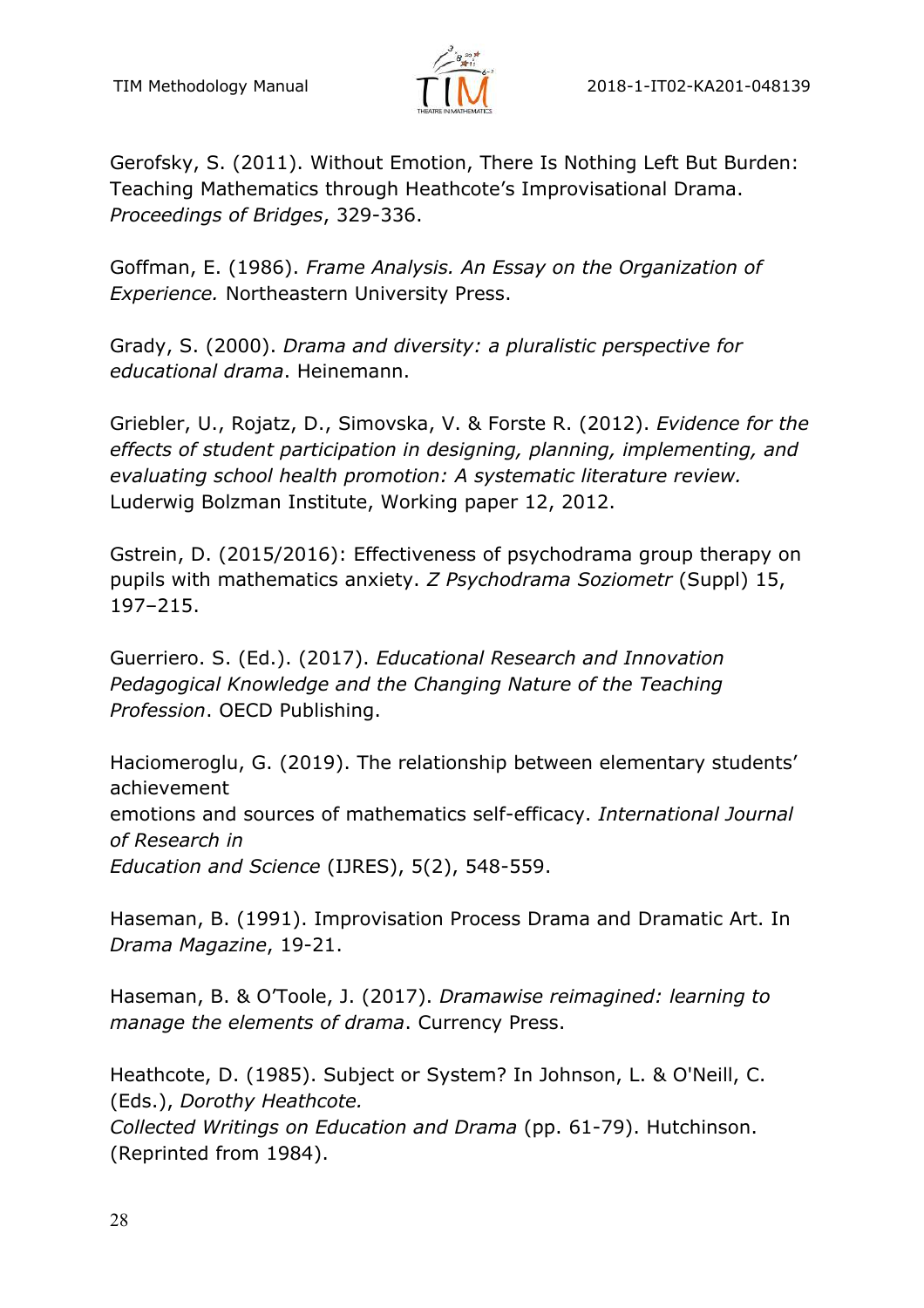Gerofsky, S. (2011). Without Emotion, There Is Nothing Left But Burden: Teaching Mathematics through Heathcote's Improvisational Drama. *Proceedings of Bridges*, 329-336.

Goffman, E. (1986). *Frame Analysis. An Essay on the Organization of Experience.* Northeastern University Press.

Grady, S. (2000). *Drama and diversity: a pluralistic perspective for educational drama*. Heinemann.

Griebler, U., Rojatz, D., Simovska, V. & Forste R. (2012). *Evidence for the effects of student participation in designing, planning, implementing, and evaluating school health promotion: A systematic literature review.* Luderwig Bolzman Institute, Working paper 12, 2012.

Gstrein, D. (2015/2016): Effectiveness of psychodrama group therapy on pupils with mathematics anxiety. *Z Psychodrama Soziometr* (Suppl) 15, 197–215.

Guerriero. S. (Ed.). (2017). *Educational Research and Innovation Pedagogical Knowledge and the Changing Nature of the Teaching Profession*. OECD Publishing.

Haciomeroglu, G. (2019). The relationship between elementary students' achievement emotions and sources of mathematics self-efficacy. *International Journal of Research in Education and Science* (IJRES), 5(2), 548-559.

Haseman, B. (1991). Improvisation Process Drama and Dramatic Art. In *Drama Magazine*, 19-21.

Haseman, B. & O'Toole, J. (2017). *Dramawise reimagined: learning to manage the elements of drama*. Currency Press.

Heathcote, D. (1985). Subject or System? In Johnson, L. & O'Neill, C. (Eds.), *Dorothy Heathcote. Collected Writings on Education and Drama* (pp. 61-79). Hutchinson. (Reprinted from 1984).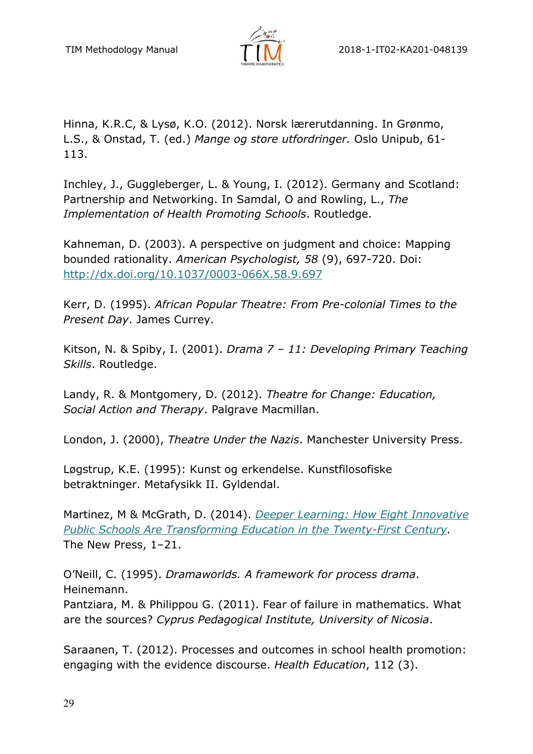Hinna, K.R.C, & Lysø, K.O. (2012). Norsk lærerutdanning. In Grønmo, L.S., & Onstad, T. (ed.) *Mange og store utfordringer.* Oslo Unipub, 61-113.

Inchley, J., Guggleberger, L. & Young, I. (2012). Germany and Scotland: Partnership and Networking. In Samdal, O and Rowling, L., *The Implementation of Health Promoting Schools*. Routledge.

Kahneman, D. (2003). A perspective on judgment and choice: Mapping bounded rationality. *American Psychologist, 58* (9), 697-720. Doi: http://dx.doi.org/10.1037/0003-066X.58.9.697

Kerr, D. (1995). *African Popular Theatre: From Pre-colonial Times to the Present Day*. James Currey.

Kitson, N. & Spiby, I. (2001). *Drama 7 – 11: Developing Primary Teaching Skills*. Routledge.

Landy, R. & Montgomery, D. (2012). *Theatre for Change: Education, Social Action and Therapy*. Palgrave Macmillan.

London, J. (2000), *Theatre Under the Nazis*. Manchester University Press.

Løgstrup, K.E. (1995): Kunst og erkendelse. Kunstfilosofiske betraktninger. Metafysikk II. Gyldendal.

Martinez, M & McGrath, D. (2014). *Deeper Learning: How Eight Innovative Public Schools Are Transforming Education in the Twenty-First Century*. The New Press, 1–21.

O'Neill, C. (1995). *Dramaworlds. A framework for process drama*. Heinemann.

Pantziara, M. & Philippou G. (2011). Fear of failure in mathematics. What are the sources? *Cyprus Pedagogical Institute, University of Nicosia*.

Saraanen, T. (2012). Processes and outcomes in school health promotion: engaging with the evidence discourse. *Health Education*, 112 (3).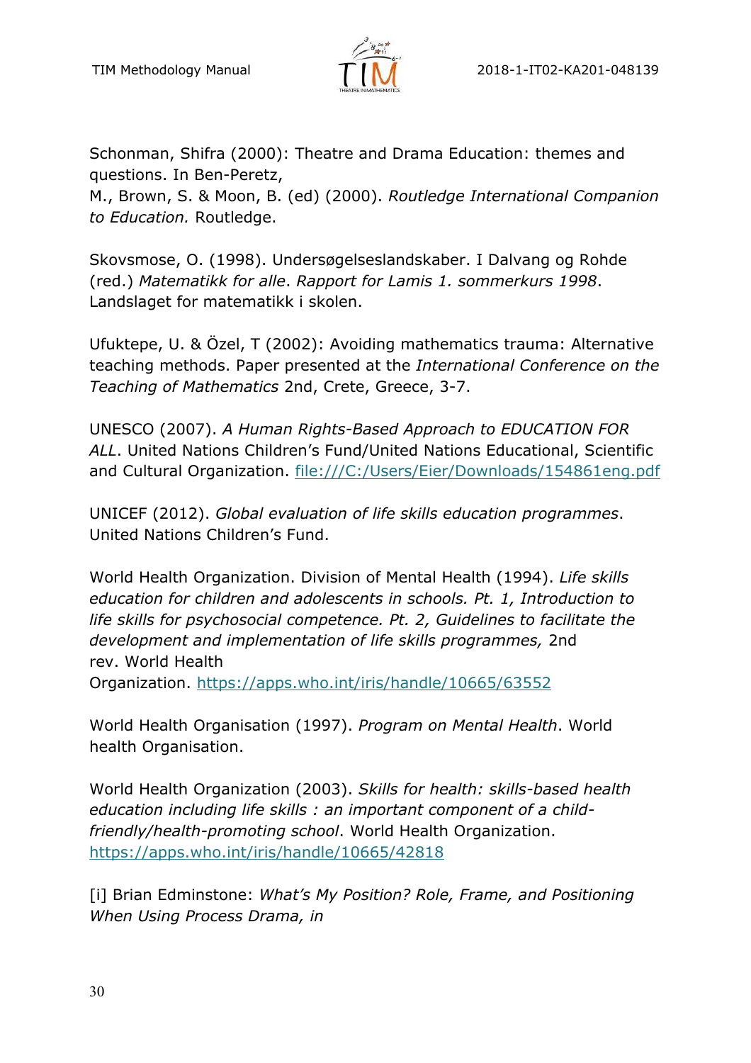Schonman, Shifra (2000): Theatre and Drama Education: themes and questions. In Ben-Peretz,
M., Brown, S. & Moon, B. (ed) (2000). *Routledge International Companion to Education.* Routledge.

Skovsmose, O. (1998). Undersøgelseslandskaber. I Dalvang og Rohde (red.) *Matematikk for alle*. *Rapport for Lamis 1. sommerkurs 1998*. Landslaget for matematikk i skolen.

Ufuktepe, U. & Özel, T (2002): Avoiding mathematics trauma: Alternative teaching methods. Paper presented at the *International Conference on the Teaching of Mathematics* 2nd, Crete, Greece, 3-7.

UNESCO (2007). *A Human Rights-Based Approach to EDUCATION FOR ALL*. United Nations Children's Fund/United Nations Educational, Scientific and Cultural Organization. file:///C:/Users/Eier/Downloads/154861eng.pdf

UNICEF (2012). *Global evaluation of life skills education programmes*. United Nations Children's Fund.

World Health Organization. Division of Mental Health (1994). *Life skills education for children and adolescents in schools. Pt. 1, Introduction to life skills for psychosocial competence. Pt. 2, Guidelines to facilitate the development and implementation of life skills programmes,* 2nd rev. World Health
Organization. https://apps.who.int/iris/handle/10665/63552

World Health Organisation (1997). *Program on Mental Health*. World health Organisation.

World Health Organization (2003). *Skills for health: skills-based health education including life skills : an important component of a child-friendly/health-promoting school*. World Health Organization. https://apps.who.int/iris/handle/10665/42818

[i] Brian Edminstone: *What's My Position? Role, Frame, and Positioning When Using Process Drama, in*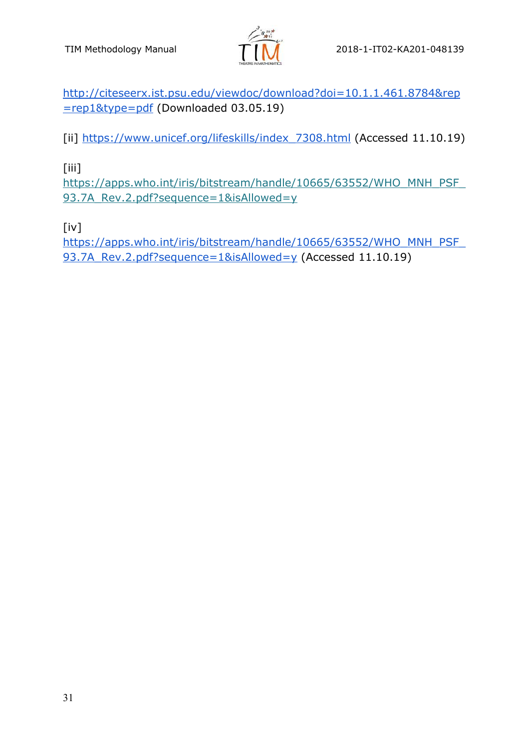http://citeseerx.ist.psu.edu/viewdoc/download?doi=10.1.1.461.8784&rep=rep1&type=pdf (Downloaded 03.05.19)

[ii] https://www.unicef.org/lifeskills/index_7308.html (Accessed 11.10.19)

[iii]
https://apps.who.int/iris/bitstream/handle/10665/63552/WHO_MNH_PSF_93.7A_Rev.2.pdf?sequence=1&isAllowed=y

[iv]
https://apps.who.int/iris/bitstream/handle/10665/63552/WHO_MNH_PSF_93.7A_Rev.2.pdf?sequence=1&isAllowed=y (Accessed 11.10.19)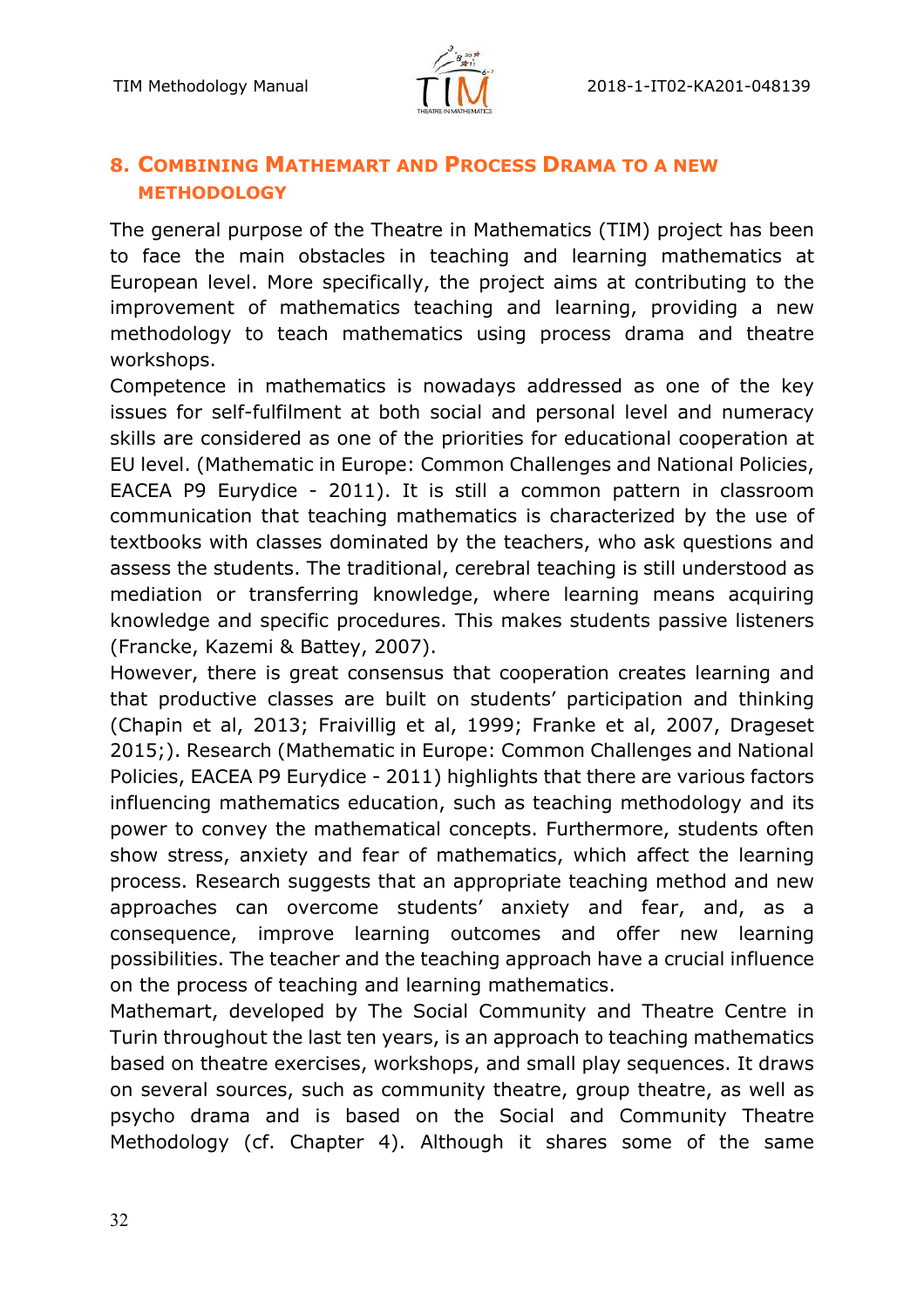## 8. Combining Mathemart and Process Drama to a new methodology

The general purpose of the Theatre in Mathematics (TIM) project has been to face the main obstacles in teaching and learning mathematics at European level. More specifically, the project aims at contributing to the improvement of mathematics teaching and learning, providing a new methodology to teach mathematics using process drama and theatre workshops.

Competence in mathematics is nowadays addressed as one of the key issues for self-fulfilment at both social and personal level and numeracy skills are considered as one of the priorities for educational cooperation at EU level. (Mathematic in Europe: Common Challenges and National Policies, EACEA P9 Eurydice - 2011). It is still a common pattern in classroom communication that teaching mathematics is characterized by the use of textbooks with classes dominated by the teachers, who ask questions and assess the students. The traditional, cerebral teaching is still understood as mediation or transferring knowledge, where learning means acquiring knowledge and specific procedures. This makes students passive listeners (Francke, Kazemi & Battey, 2007).

However, there is great consensus that cooperation creates learning and that productive classes are built on students' participation and thinking (Chapin et al, 2013; Fraivillig et al, 1999; Franke et al, 2007, Drageset 2015;). Research (Mathematic in Europe: Common Challenges and National Policies, EACEA P9 Eurydice - 2011) highlights that there are various factors influencing mathematics education, such as teaching methodology and its power to convey the mathematical concepts. Furthermore, students often show stress, anxiety and fear of mathematics, which affect the learning process. Research suggests that an appropriate teaching method and new approaches can overcome students' anxiety and fear, and, as a consequence, improve learning outcomes and offer new learning possibilities. The teacher and the teaching approach have a crucial influence on the process of teaching and learning mathematics.

Mathemart, developed by The Social Community and Theatre Centre in Turin throughout the last ten years, is an approach to teaching mathematics based on theatre exercises, workshops, and small play sequences. It draws on several sources, such as community theatre, group theatre, as well as psycho drama and is based on the Social and Community Theatre Methodology (cf. Chapter 4). Although it shares some of the same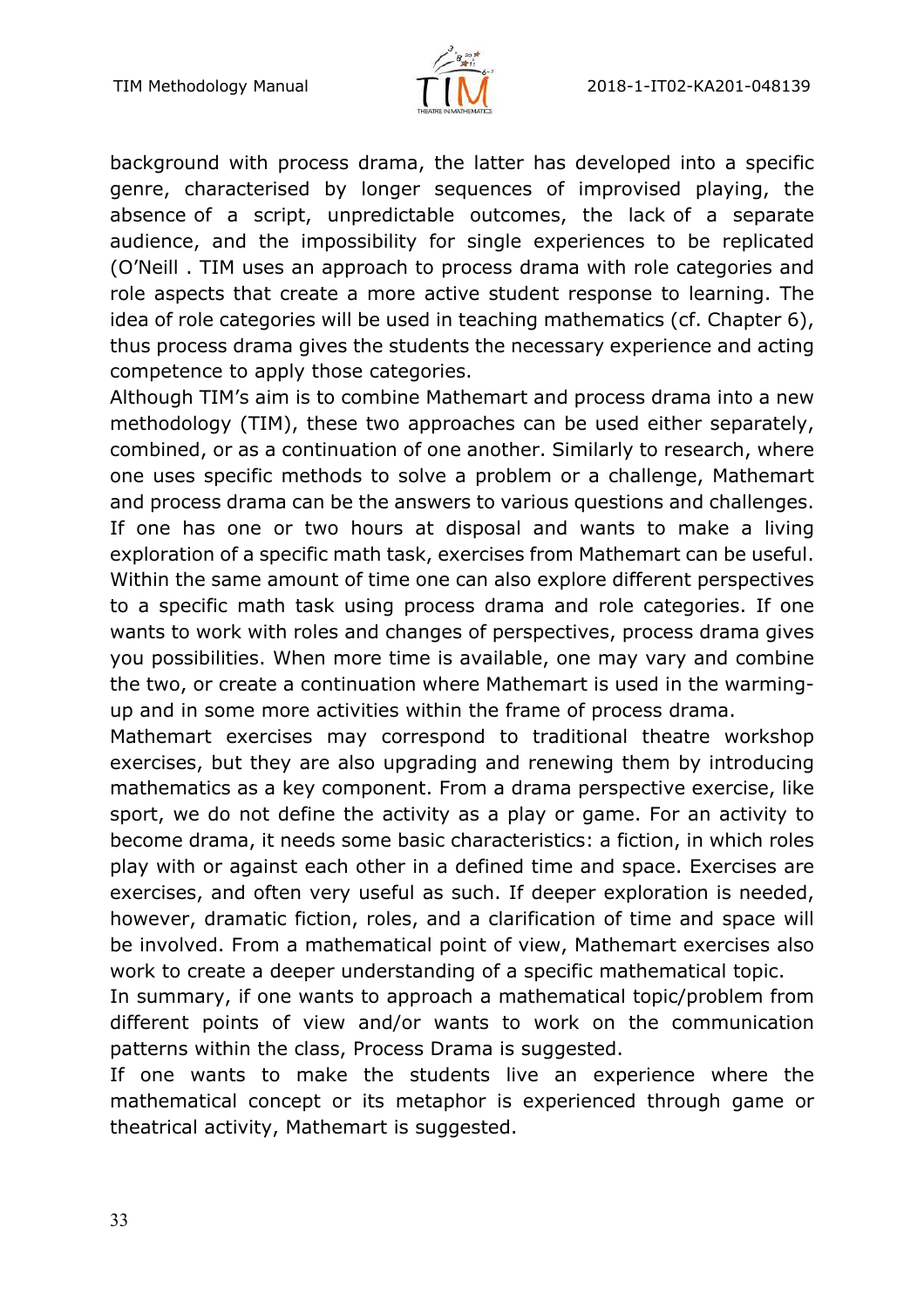background with process drama, the latter has developed into a specific genre, characterised by longer sequences of improvised playing, the absence of a script, unpredictable outcomes, the lack of a separate audience, and the impossibility for single experiences to be replicated (O'Neill . TIM uses an approach to process drama with role categories and role aspects that create a more active student response to learning. The idea of role categories will be used in teaching mathematics (cf. Chapter 6), thus process drama gives the students the necessary experience and acting competence to apply those categories.

Although TIM's aim is to combine Mathemart and process drama into a new methodology (TIM), these two approaches can be used either separately, combined, or as a continuation of one another. Similarly to research, where one uses specific methods to solve a problem or a challenge, Mathemart and process drama can be the answers to various questions and challenges. If one has one or two hours at disposal and wants to make a living exploration of a specific math task, exercises from Mathemart can be useful. Within the same amount of time one can also explore different perspectives to a specific math task using process drama and role categories. If one wants to work with roles and changes of perspectives, process drama gives you possibilities. When more time is available, one may vary and combine the two, or create a continuation where Mathemart is used in the warming-up and in some more activities within the frame of process drama.

Mathemart exercises may correspond to traditional theatre workshop exercises, but they are also upgrading and renewing them by introducing mathematics as a key component. From a drama perspective exercise, like sport, we do not define the activity as a play or game. For an activity to become drama, it needs some basic characteristics: a fiction, in which roles play with or against each other in a defined time and space. Exercises are exercises, and often very useful as such. If deeper exploration is needed, however, dramatic fiction, roles, and a clarification of time and space will be involved. From a mathematical point of view, Mathemart exercises also work to create a deeper understanding of a specific mathematical topic.

In summary, if one wants to approach a mathematical topic/problem from different points of view and/or wants to work on the communication patterns within the class, Process Drama is suggested.

If one wants to make the students live an experience where the mathematical concept or its metaphor is experienced through game or theatrical activity, Mathemart is suggested.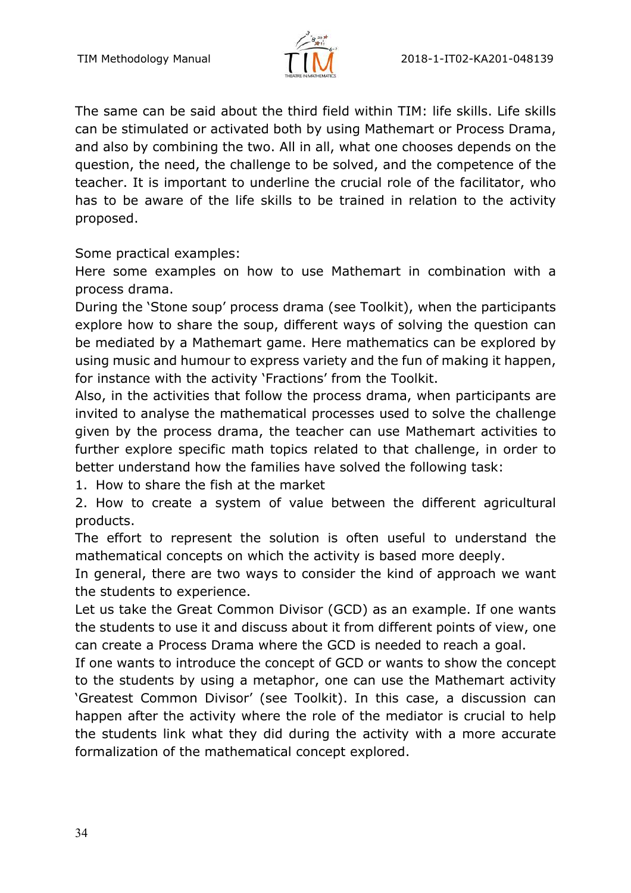The same can be said about the third field within TIM: life skills. Life skills can be stimulated or activated both by using Mathemart or Process Drama, and also by combining the two. All in all, what one chooses depends on the question, the need, the challenge to be solved, and the competence of the teacher. It is important to underline the crucial role of the facilitator, who has to be aware of the life skills to be trained in relation to the activity proposed.

Some practical examples:
Here some examples on how to use Mathemart in combination with a process drama.
During the 'Stone soup' process drama (see Toolkit), when the participants explore how to share the soup, different ways of solving the question can be mediated by a Mathemart game. Here mathematics can be explored by using music and humour to express variety and the fun of making it happen, for instance with the activity 'Fractions' from the Toolkit.
Also, in the activities that follow the process drama, when participants are invited to analyse the mathematical processes used to solve the challenge given by the process drama, the teacher can use Mathemart activities to further explore specific math topics related to that challenge, in order to better understand how the families have solved the following task:

1. How to share the fish at the market
2. How to create a system of value between the different agricultural products.

The effort to represent the solution is often useful to understand the mathematical concepts on which the activity is based more deeply.
In general, there are two ways to consider the kind of approach we want the students to experience.
Let us take the Great Common Divisor (GCD) as an example. If one wants the students to use it and discuss about it from different points of view, one can create a Process Drama where the GCD is needed to reach a goal.
If one wants to introduce the concept of GCD or wants to show the concept to the students by using a metaphor, one can use the Mathemart activity 'Greatest Common Divisor' (see Toolkit). In this case, a discussion can happen after the activity where the role of the mediator is crucial to help the students link what they did during the activity with a more accurate formalization of the mathematical concept explored.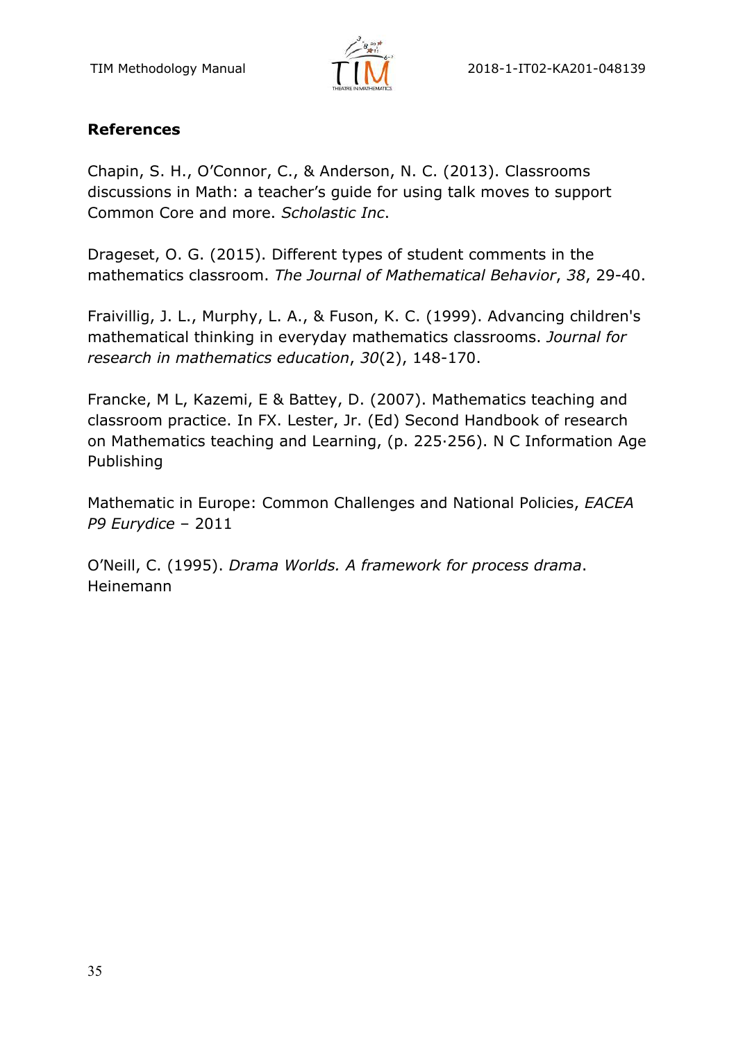**References**

Chapin, S. H., O'Connor, C., & Anderson, N. C. (2013). Classrooms discussions in Math: a teacher's guide for using talk moves to support Common Core and more. *Scholastic Inc*.

Drageset, O. G. (2015). Different types of student comments in the mathematics classroom. *The Journal of Mathematical Behavior*, *38*, 29-40.

Fraivillig, J. L., Murphy, L. A., & Fuson, K. C. (1999). Advancing children's mathematical thinking in everyday mathematics classrooms. *Journal for research in mathematics education*, *30*(2), 148-170.

Francke, M L, Kazemi, E & Battey, D. (2007). Mathematics teaching and classroom practice. In FX. Lester, Jr. (Ed) Second Handbook of research on Mathematics teaching and Learning, (p. 225·256). N C Information Age Publishing

Mathematic in Europe: Common Challenges and National Policies, *EACEA P9 Eurydice* – 2011

O'Neill, C. (1995). *Drama Worlds. A framework for process drama*. Heinemann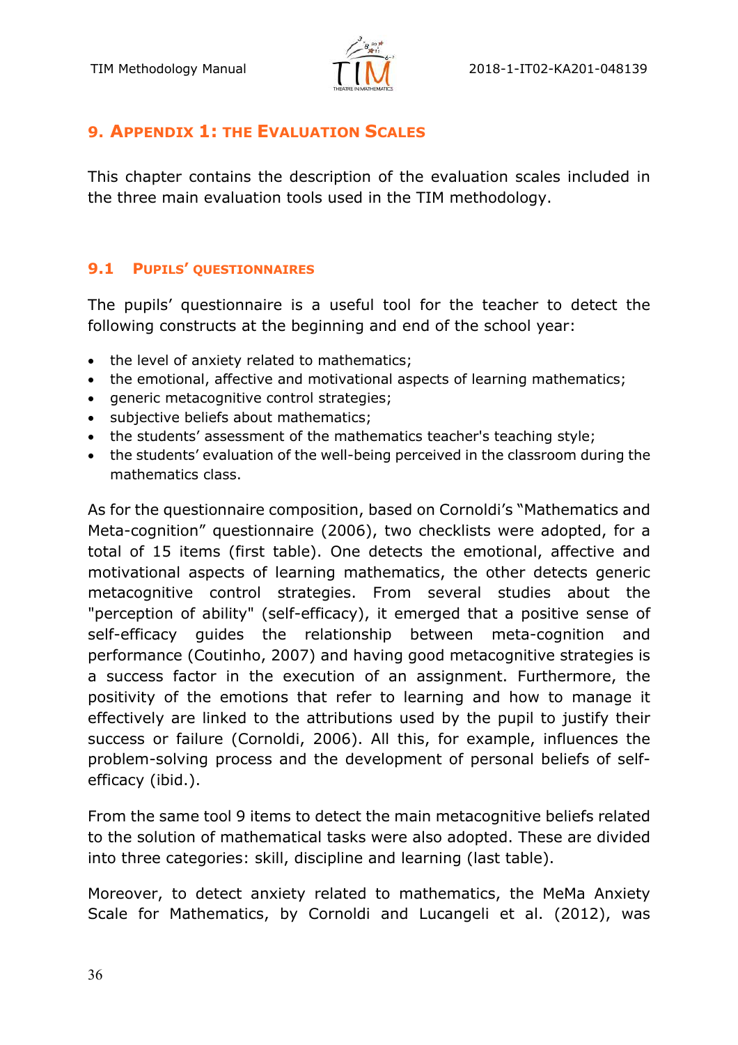## 9. Appendix 1: the Evaluation Scales

This chapter contains the description of the evaluation scales included in the three main evaluation tools used in the TIM methodology.

### 9.1 Pupils' questionnaires

The pupils' questionnaire is a useful tool for the teacher to detect the following constructs at the beginning and end of the school year:

- the level of anxiety related to mathematics;
- the emotional, affective and motivational aspects of learning mathematics;
- generic metacognitive control strategies;
- subjective beliefs about mathematics;
- the students' assessment of the mathematics teacher's teaching style;
- the students' evaluation of the well-being perceived in the classroom during the mathematics class.

As for the questionnaire composition, based on Cornoldi's "Mathematics and Meta-cognition" questionnaire (2006), two checklists were adopted, for a total of 15 items (first table). One detects the emotional, affective and motivational aspects of learning mathematics, the other detects generic metacognitive control strategies. From several studies about the "perception of ability" (self-efficacy), it emerged that a positive sense of self-efficacy guides the relationship between meta-cognition and performance (Coutinho, 2007) and having good metacognitive strategies is a success factor in the execution of an assignment. Furthermore, the positivity of the emotions that refer to learning and how to manage it effectively are linked to the attributions used by the pupil to justify their success or failure (Cornoldi, 2006). All this, for example, influences the problem-solving process and the development of personal beliefs of self-efficacy (ibid.).

From the same tool 9 items to detect the main metacognitive beliefs related to the solution of mathematical tasks were also adopted. These are divided into three categories: skill, discipline and learning (last table).

Moreover, to detect anxiety related to mathematics, the MeMa Anxiety Scale for Mathematics, by Cornoldi and Lucangeli et al. (2012), was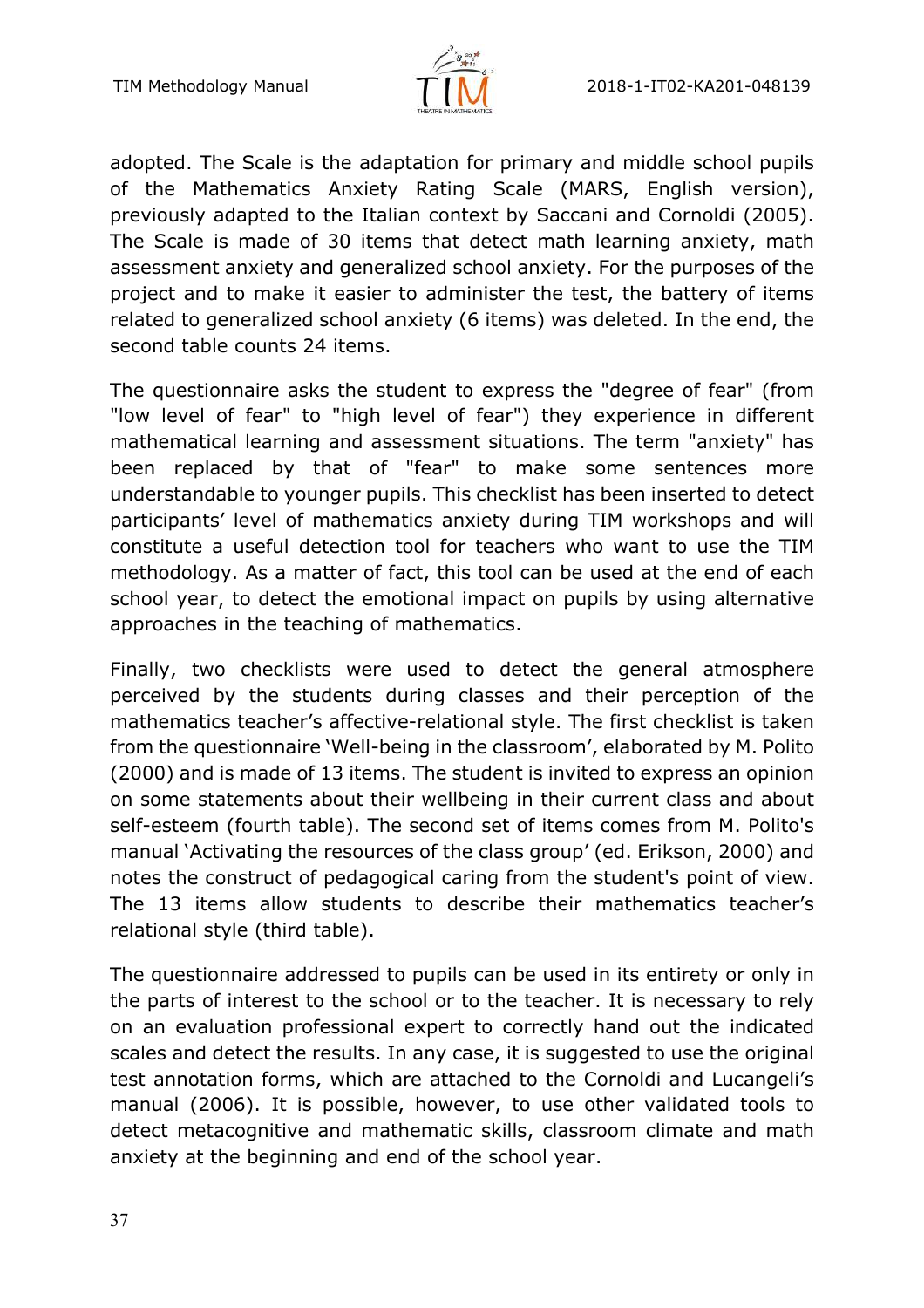adopted. The Scale is the adaptation for primary and middle school pupils of the Mathematics Anxiety Rating Scale (MARS, English version), previously adapted to the Italian context by Saccani and Cornoldi (2005). The Scale is made of 30 items that detect math learning anxiety, math assessment anxiety and generalized school anxiety. For the purposes of the project and to make it easier to administer the test, the battery of items related to generalized school anxiety (6 items) was deleted. In the end, the second table counts 24 items.

The questionnaire asks the student to express the "degree of fear" (from "low level of fear" to "high level of fear") they experience in different mathematical learning and assessment situations. The term "anxiety" has been replaced by that of "fear" to make some sentences more understandable to younger pupils. This checklist has been inserted to detect participants' level of mathematics anxiety during TIM workshops and will constitute a useful detection tool for teachers who want to use the TIM methodology. As a matter of fact, this tool can be used at the end of each school year, to detect the emotional impact on pupils by using alternative approaches in the teaching of mathematics.

Finally, two checklists were used to detect the general atmosphere perceived by the students during classes and their perception of the mathematics teacher's affective-relational style. The first checklist is taken from the questionnaire 'Well-being in the classroom', elaborated by M. Polito (2000) and is made of 13 items. The student is invited to express an opinion on some statements about their wellbeing in their current class and about self-esteem (fourth table). The second set of items comes from M. Polito's manual 'Activating the resources of the class group' (ed. Erikson, 2000) and notes the construct of pedagogical caring from the student's point of view. The 13 items allow students to describe their mathematics teacher's relational style (third table).

The questionnaire addressed to pupils can be used in its entirety or only in the parts of interest to the school or to the teacher. It is necessary to rely on an evaluation professional expert to correctly hand out the indicated scales and detect the results. In any case, it is suggested to use the original test annotation forms, which are attached to the Cornoldi and Lucangeli's manual (2006). It is possible, however, to use other validated tools to detect metacognitive and mathematic skills, classroom climate and math anxiety at the beginning and end of the school year.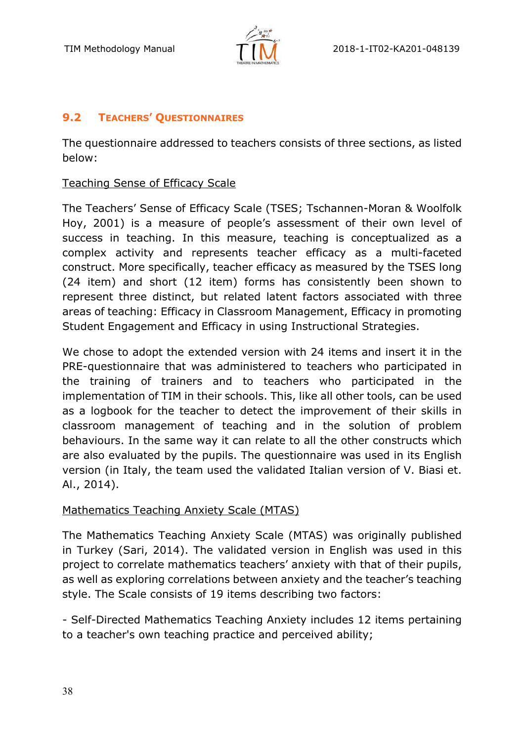## 9.2 Teachers' Questionnaires

The questionnaire addressed to teachers consists of three sections, as listed below:

Teaching Sense of Efficacy Scale

The Teachers' Sense of Efficacy Scale (TSES; Tschannen-Moran & Woolfolk Hoy, 2001) is a measure of people's assessment of their own level of success in teaching. In this measure, teaching is conceptualized as a complex activity and represents teacher efficacy as a multi-faceted construct. More specifically, teacher efficacy as measured by the TSES long (24 item) and short (12 item) forms has consistently been shown to represent three distinct, but related latent factors associated with three areas of teaching: Efficacy in Classroom Management, Efficacy in promoting Student Engagement and Efficacy in using Instructional Strategies.

We chose to adopt the extended version with 24 items and insert it in the PRE-questionnaire that was administered to teachers who participated in the training of trainers and to teachers who participated in the implementation of TIM in their schools. This, like all other tools, can be used as a logbook for the teacher to detect the improvement of their skills in classroom management of teaching and in the solution of problem behaviours. In the same way it can relate to all the other constructs which are also evaluated by the pupils. The questionnaire was used in its English version (in Italy, the team used the validated Italian version of V. Biasi et. Al., 2014).

Mathematics Teaching Anxiety Scale (MTAS)

The Mathematics Teaching Anxiety Scale (MTAS) was originally published in Turkey (Sari, 2014). The validated version in English was used in this project to correlate mathematics teachers' anxiety with that of their pupils, as well as exploring correlations between anxiety and the teacher's teaching style. The Scale consists of 19 items describing two factors:

- Self-Directed Mathematics Teaching Anxiety includes 12 items pertaining to a teacher's own teaching practice and perceived ability;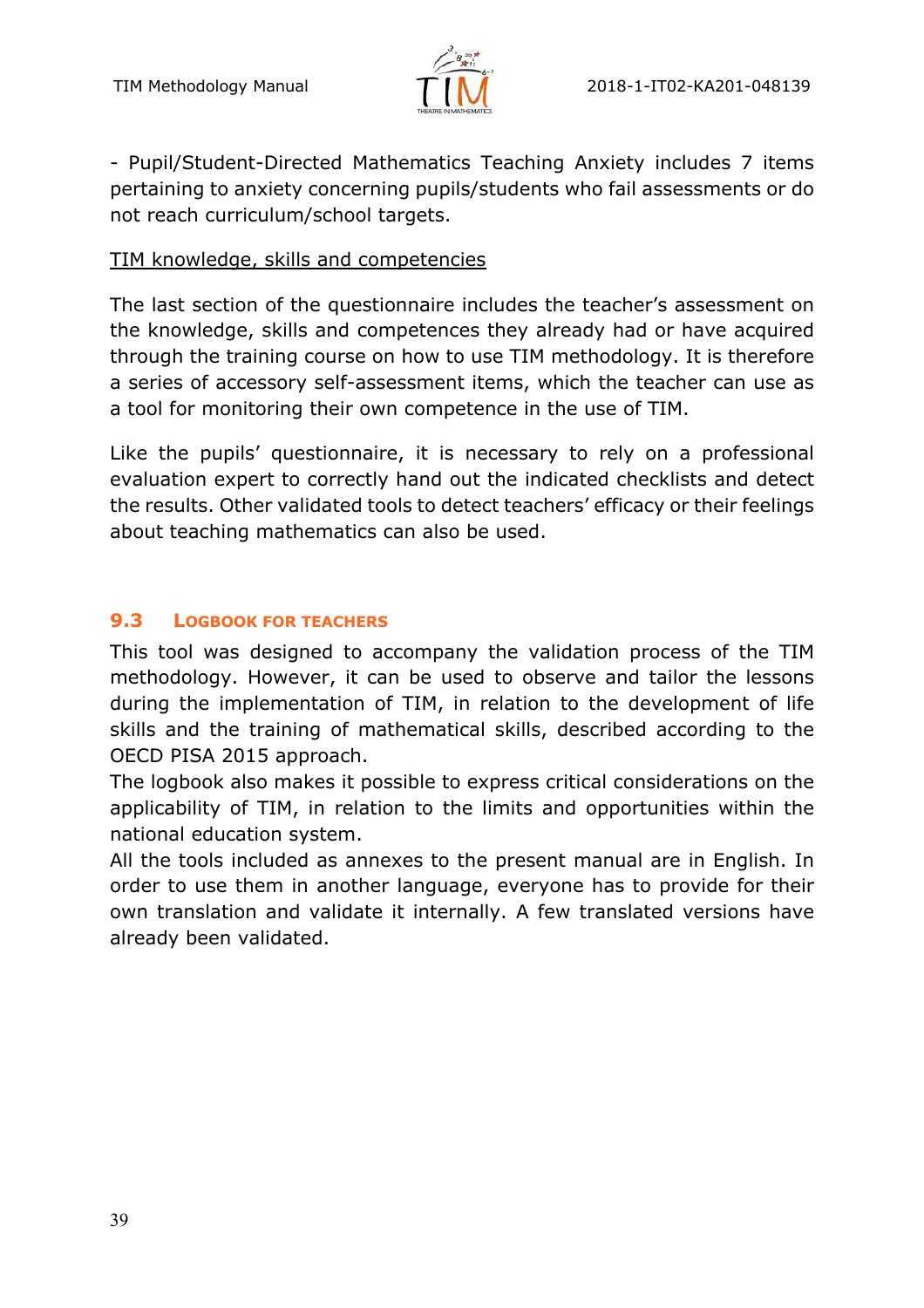- Pupil/Student-Directed Mathematics Teaching Anxiety includes 7 items pertaining to anxiety concerning pupils/students who fail assessments or do not reach curriculum/school targets.

TIM knowledge, skills and competencies

The last section of the questionnaire includes the teacher's assessment on the knowledge, skills and competences they already had or have acquired through the training course on how to use TIM methodology. It is therefore a series of accessory self-assessment items, which the teacher can use as a tool for monitoring their own competence in the use of TIM.

Like the pupils' questionnaire, it is necessary to rely on a professional evaluation expert to correctly hand out the indicated checklists and detect the results. Other validated tools to detect teachers' efficacy or their feelings about teaching mathematics can also be used.

## 9.3 Logbook for teachers

This tool was designed to accompany the validation process of the TIM methodology. However, it can be used to observe and tailor the lessons during the implementation of TIM, in relation to the development of life skills and the training of mathematical skills, described according to the OECD PISA 2015 approach.

The logbook also makes it possible to express critical considerations on the applicability of TIM, in relation to the limits and opportunities within the national education system.

All the tools included as annexes to the present manual are in English. In order to use them in another language, everyone has to provide for their own translation and validate it internally. A few translated versions have already been validated.